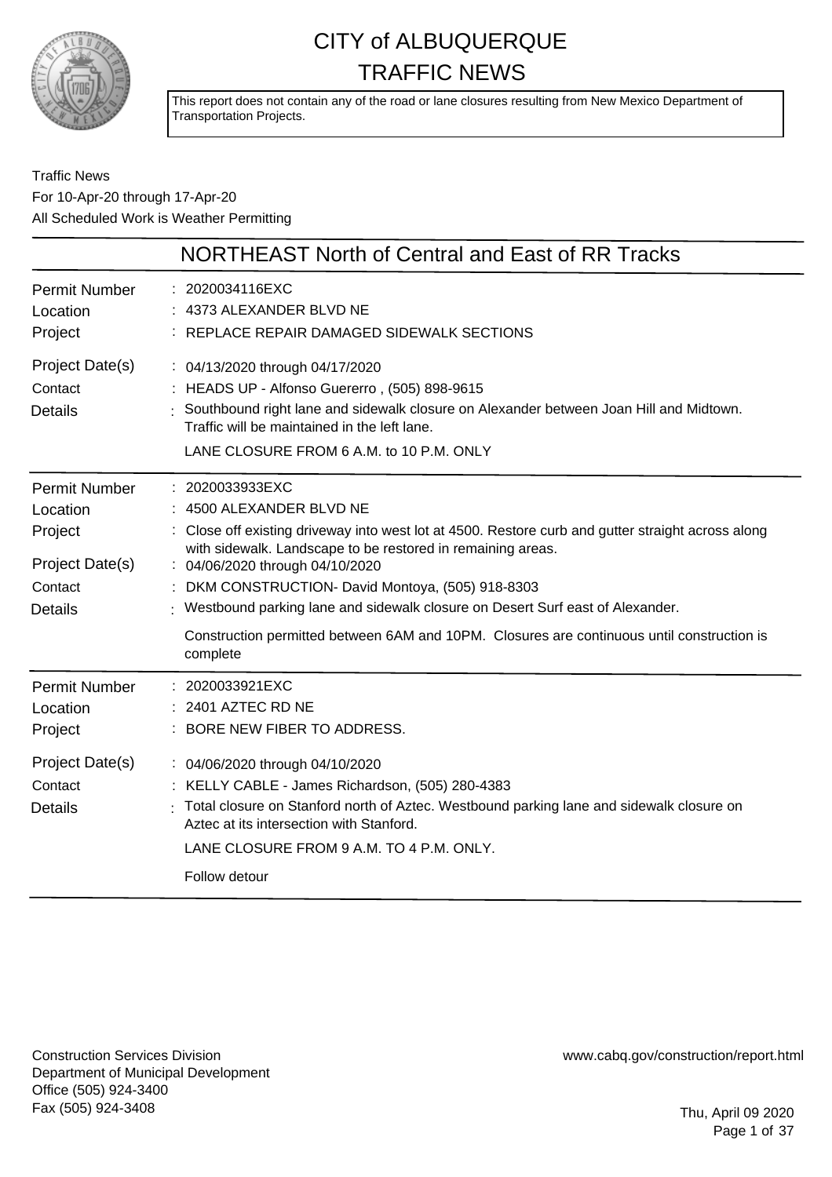# CITY of ALBUQUERQUE
# TRAFFIC NEWS

This report does not contain any of the road or lane closures resulting from New Mexico Department of Transportation Projects.

Traffic News
For 10-Apr-20 through 17-Apr-20
All Scheduled Work is Weather Permitting

## NORTHEAST North of Central and East of RR Tracks

**Permit Number**: 2020034116EXC
**Location**: 4373 ALEXANDER BLVD NE
**Project**: REPLACE REPAIR DAMAGED SIDEWALK SECTIONS
**Project Date(s)**: 04/13/2020 through 04/17/2020
**Contact**: HEADS UP - Alfonso Guererro , (505) 898-9615
**Details**: Southbound right lane and sidewalk closure on Alexander between Joan Hill and Midtown. Traffic will be maintained in the left lane.

LANE CLOSURE FROM 6 A.M. to 10 P.M. ONLY

---

**Permit Number**: 2020033933EXC
**Location**: 4500 ALEXANDER BLVD NE
**Project**: Close off existing driveway into west lot at 4500. Restore curb and gutter straight across along with sidewalk. Landscape to be restored in remaining areas.
**Project Date(s)**: 04/06/2020 through 04/10/2020
**Contact**: DKM CONSTRUCTION- David Montoya, (505) 918-8303
**Details**: Westbound parking lane and sidewalk closure on Desert Surf east of Alexander.

Construction permitted between 6AM and 10PM. Closures are continuous until construction is complete

---

**Permit Number**: 2020033921EXC
**Location**: 2401 AZTEC RD NE
**Project**: BORE NEW FIBER TO ADDRESS.
**Project Date(s)**: 04/06/2020 through 04/10/2020
**Contact**: KELLY CABLE - James Richardson, (505) 280-4383
**Details**: Total closure on Stanford north of Aztec. Westbound parking lane and sidewalk closure on Aztec at its intersection with Stanford.

LANE CLOSURE FROM 9 A.M. TO 4 P.M. ONLY.

Follow detour

---

Construction Services Division
Department of Municipal Development
Office (505) 924-3400
Fax (505) 924-3408

www.cabq.gov/construction/report.html

Thu, April 09 2020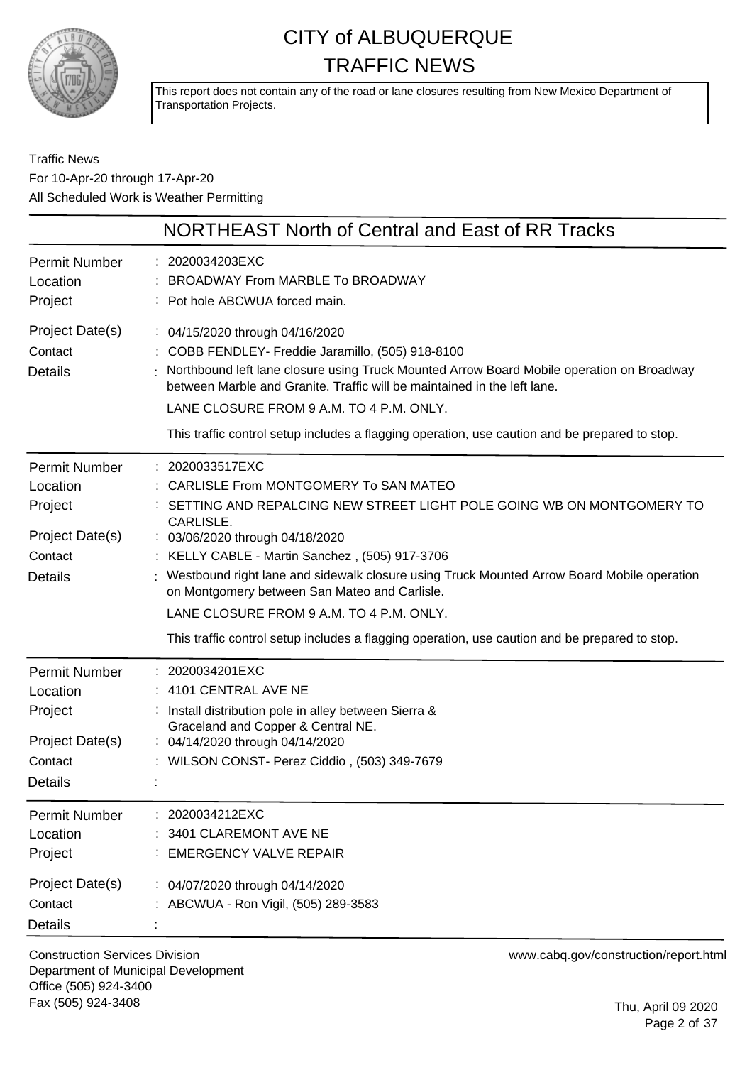# CITY of ALBUQUERQUE
# TRAFFIC NEWS

This report does not contain any of the road or lane closures resulting from New Mexico Department of Transportation Projects.

Traffic News
For 10-Apr-20 through 17-Apr-20
All Scheduled Work is Weather Permitting

## NORTHEAST North of Central and East of RR Tracks

**Permit Number**: 2020034203EXC
**Location**: BROADWAY From MARBLE To BROADWAY
**Project**: Pot hole ABCWUA forced main.
**Project Date(s)**: 04/15/2020 through 04/16/2020
**Contact**: COBB FENDLEY- Freddie Jaramillo, (505) 918-8100
**Details**: Northbound left lane closure using Truck Mounted Arrow Board Mobile operation on Broadway between Marble and Granite. Traffic will be maintained in the left lane.

LANE CLOSURE FROM 9 A.M. TO 4 P.M. ONLY.

This traffic control setup includes a flagging operation, use caution and be prepared to stop.

---

**Permit Number**: 2020033517EXC
**Location**: CARLISLE From MONTGOMERY To SAN MATEO
**Project**: SETTING AND REPALCING NEW STREET LIGHT POLE GOING WB ON MONTGOMERY TO CARLISLE.
**Project Date(s)**: 03/06/2020 through 04/18/2020
**Contact**: KELLY CABLE - Martin Sanchez , (505) 917-3706
**Details**: Westbound right lane and sidewalk closure using Truck Mounted Arrow Board Mobile operation on Montgomery between San Mateo and Carlisle.

LANE CLOSURE FROM 9 A.M. TO 4 P.M. ONLY.

This traffic control setup includes a flagging operation, use caution and be prepared to stop.

---

**Permit Number**: 2020034201EXC
**Location**: 4101 CENTRAL AVE NE
**Project**: Install distribution pole in alley between Sierra & Graceland and Copper & Central NE.
**Project Date(s)**: 04/14/2020 through 04/14/2020
**Contact**: WILSON CONST- Perez Ciddio , (503) 349-7679
**Details**:

---

**Permit Number**: 2020034212EXC
**Location**: 3401 CLAREMONT AVE NE
**Project**: EMERGENCY VALVE REPAIR
**Project Date(s)**: 04/07/2020 through 04/14/2020
**Contact**: ABCWUA - Ron Vigil, (505) 289-3583
**Details**:

---

Construction Services Division
Department of Municipal Development
Office (505) 924-3400
Fax (505) 924-3408

www.cabq.gov/construction/report.html

Thu, April 09 2020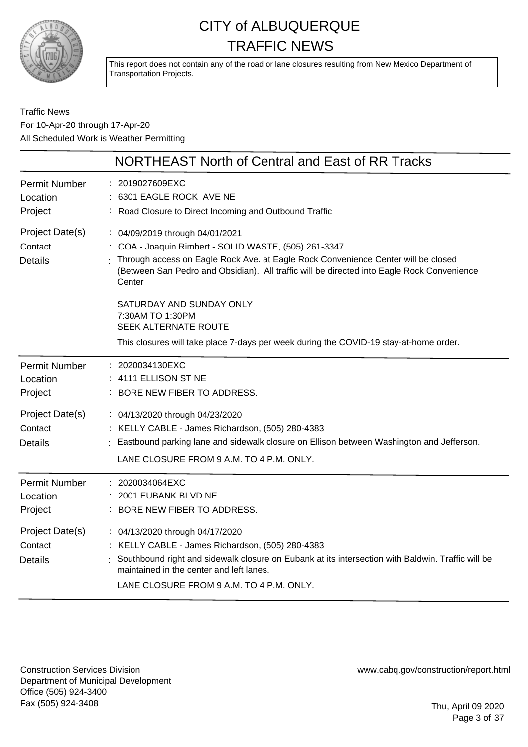# CITY of ALBUQUERQUE TRAFFIC NEWS

This report does not contain any of the road or lane closures resulting from New Mexico Department of Transportation Projects.

Traffic News
For 10-Apr-20 through 17-Apr-20
All Scheduled Work is Weather Permitting

## NORTHEAST North of Central and East of RR Tracks

| | |
|---|---|
| Permit Number | 2019027609EXC |
| Location | 6301 EAGLE ROCK AVE NE |
| Project | Road Closure to Direct Incoming and Outbound Traffic |
| Project Date(s) | 04/09/2019 through 04/01/2021 |
| Contact | COA - Joaquin Rimbert - SOLID WASTE, (505) 261-3347 |
| Details | Through access on Eagle Rock Ave. at Eagle Rock Convenience Center will be closed (Between San Pedro and Obsidian). All traffic will be directed into Eagle Rock Convenience Center<br><br>SATURDAY AND SUNDAY ONLY<br>7:30AM TO 1:30PM<br>SEEK ALTERNATE ROUTE<br><br>This closures will take place 7-days per week during the COVID-19 stay-at-home order. |

| | |
|---|---|
| Permit Number | 2020034130EXC |
| Location | 4111 ELLISON ST NE |
| Project | BORE NEW FIBER TO ADDRESS. |
| Project Date(s) | 04/13/2020 through 04/23/2020 |
| Contact | KELLY CABLE - James Richardson, (505) 280-4383 |
| Details | Eastbound parking lane and sidewalk closure on Ellison between Washington and Jefferson.<br><br>LANE CLOSURE FROM 9 A.M. TO 4 P.M. ONLY. |

| | |
|---|---|
| Permit Number | 2020034064EXC |
| Location | 2001 EUBANK BLVD NE |
| Project | BORE NEW FIBER TO ADDRESS. |
| Project Date(s) | 04/13/2020 through 04/17/2020 |
| Contact | KELLY CABLE - James Richardson, (505) 280-4383 |
| Details | Southbound right and sidewalk closure on Eubank at its intersection with Baldwin. Traffic will be maintained in the center and left lanes.<br><br>LANE CLOSURE FROM 9 A.M. TO 4 P.M. ONLY. |

Construction Services Division
Department of Municipal Development
Office (505) 924-3400
Fax (505) 924-3408

www.cabq.gov/construction/report.html

Thu, April 09 2020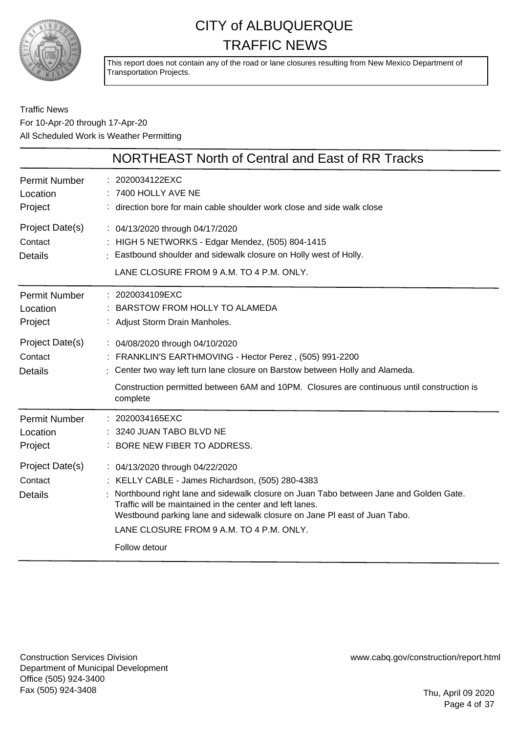# CITY of ALBUQUERQUE
# TRAFFIC NEWS

This report does not contain any of the road or lane closures resulting from New Mexico Department of Transportation Projects.

Traffic News
For 10-Apr-20 through 17-Apr-20
All Scheduled Work is Weather Permitting

## NORTHEAST North of Central and East of RR Tracks

**Permit Number** : 2020034122EXC
**Location** : 7400 HOLLY AVE NE
**Project** : direction bore for main cable shoulder work close and side walk close

**Project Date(s)** : 04/13/2020 through 04/17/2020
**Contact** : HIGH 5 NETWORKS - Edgar Mendez, (505) 804-1415
**Details** : Eastbound shoulder and sidewalk closure on Holly west of Holly.

LANE CLOSURE FROM 9 A.M. TO 4 P.M. ONLY.

---

**Permit Number** : 2020034109EXC
**Location** : BARSTOW FROM HOLLY TO ALAMEDA
**Project** : Adjust Storm Drain Manholes.

**Project Date(s)** : 04/08/2020 through 04/10/2020
**Contact** : FRANKLIN'S EARTHMOVING - Hector Perez , (505) 991-2200
**Details** : Center two way left turn lane closure on Barstow between Holly and Alameda.

Construction permitted between 6AM and 10PM. Closures are continuous until construction is complete

---

**Permit Number** : 2020034165EXC
**Location** : 3240 JUAN TABO BLVD NE
**Project** : BORE NEW FIBER TO ADDRESS.

**Project Date(s)** : 04/13/2020 through 04/22/2020
**Contact** : KELLY CABLE - James Richardson, (505) 280-4383
**Details** : Northbound right lane and sidewalk closure on Juan Tabo between Jane and Golden Gate. Traffic will be maintained in the center and left lanes.
Westbound parking lane and sidewalk closure on Jane Pl east of Juan Tabo.

LANE CLOSURE FROM 9 A.M. TO 4 P.M. ONLY.

Follow detour

---

Construction Services Division
Department of Municipal Development
Office (505) 924-3400
Fax (505) 924-3408

www.cabq.gov/construction/report.html

Thu, April 09 2020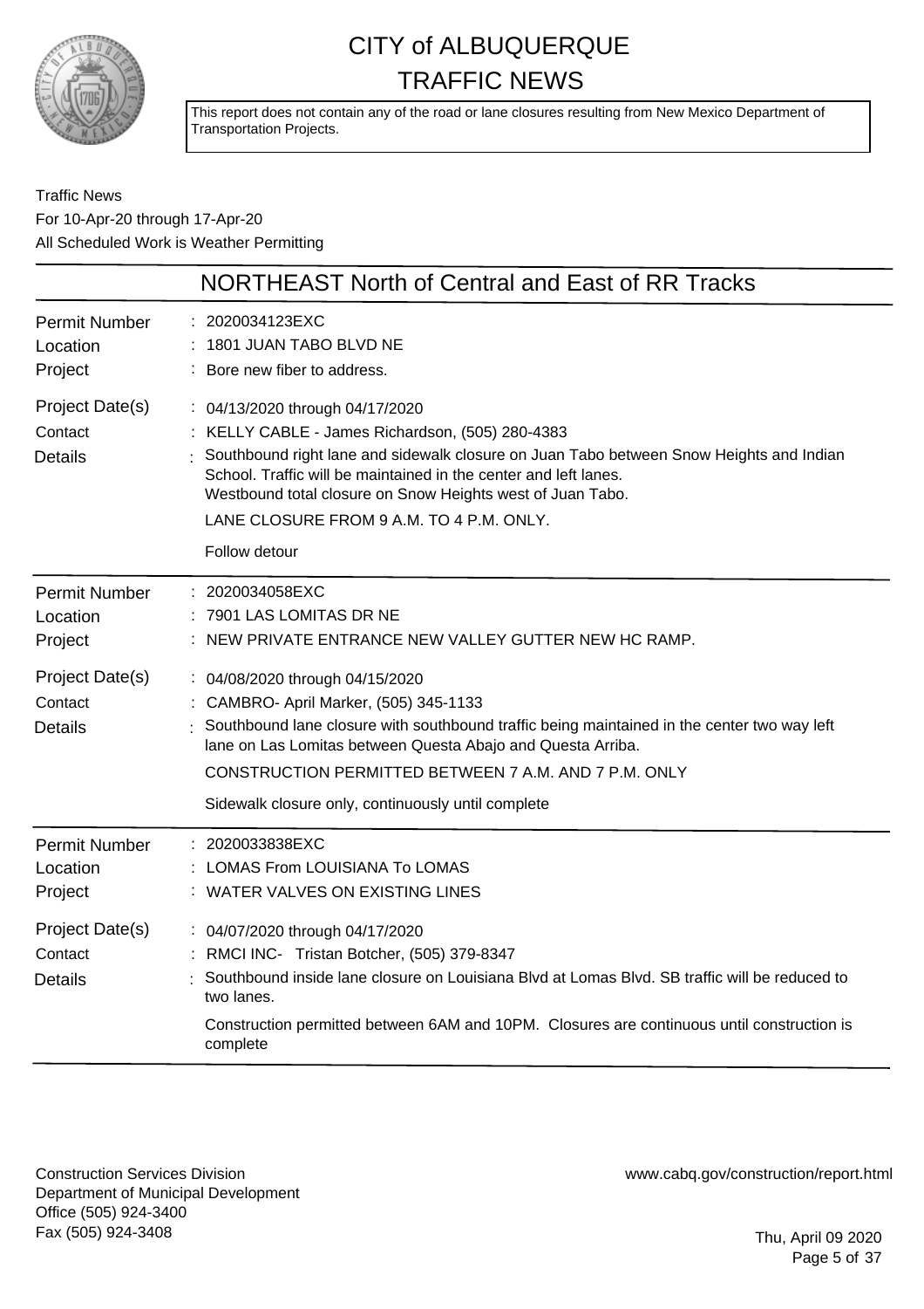# CITY of ALBUQUERQUE
# TRAFFIC NEWS

This report does not contain any of the road or lane closures resulting from New Mexico Department of Transportation Projects.

Traffic News
For 10-Apr-20 through 17-Apr-20
All Scheduled Work is Weather Permitting

## NORTHEAST North of Central and East of RR Tracks

| | |
|---|---|
| Permit Number | : 2020034123EXC |
| Location | : 1801 JUAN TABO BLVD NE |
| Project | : Bore new fiber to address. |
| Project Date(s) | : 04/13/2020 through 04/17/2020 |
| Contact | : KELLY CABLE - James Richardson, (505) 280-4383 |
| Details | : Southbound right lane and sidewalk closure on Juan Tabo between Snow Heights and Indian School. Traffic will be maintained in the center and left lanes.<br>Westbound total closure on Snow Heights west of Juan Tabo.<br>LANE CLOSURE FROM 9 A.M. TO 4 P.M. ONLY.<br>Follow detour |

| | |
|---|---|
| Permit Number | : 2020034058EXC |
| Location | : 7901 LAS LOMITAS DR NE |
| Project | : NEW PRIVATE ENTRANCE NEW VALLEY GUTTER NEW HC RAMP. |
| Project Date(s) | : 04/08/2020 through 04/15/2020 |
| Contact | : CAMBRO- April Marker, (505) 345-1133 |
| Details | : Southbound lane closure with southbound traffic being maintained in the center two way left lane on Las Lomitas between Questa Abajo and Questa Arriba.<br>CONSTRUCTION PERMITTED BETWEEN 7 A.M. AND 7 P.M. ONLY<br>Sidewalk closure only, continuously until complete |

| | |
|---|---|
| Permit Number | : 2020033838EXC |
| Location | : LOMAS From LOUISIANA To LOMAS |
| Project | : WATER VALVES ON EXISTING LINES |
| Project Date(s) | : 04/07/2020 through 04/17/2020 |
| Contact | : RMCI INC- Tristan Botcher, (505) 379-8347 |
| Details | : Southbound inside lane closure on Louisiana Blvd at Lomas Blvd. SB traffic will be reduced to two lanes.<br>Construction permitted between 6AM and 10PM. Closures are continuous until construction is complete |

Construction Services Division
Department of Municipal Development
Office (505) 924-3400
Fax (505) 924-3408

www.cabq.gov/construction/report.html

Thu, April 09 2020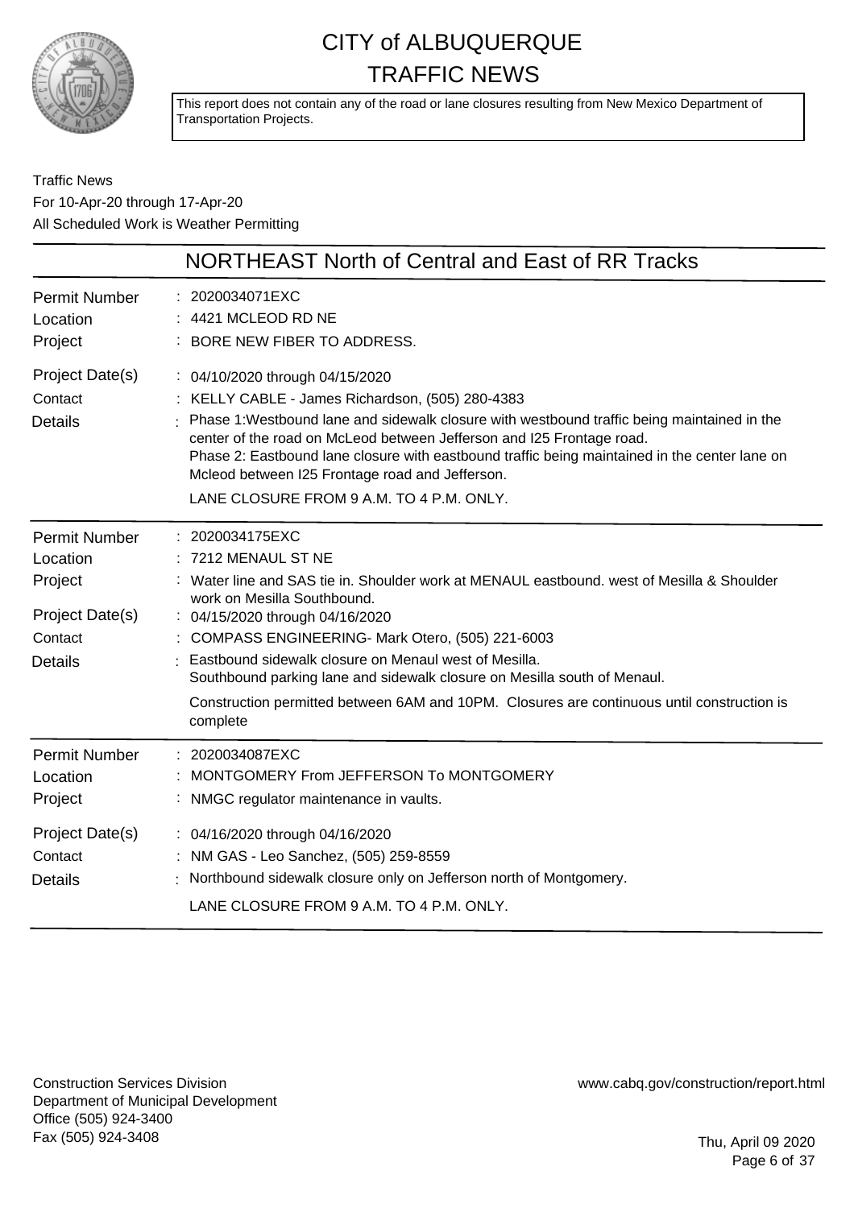# CITY of ALBUQUERQUE
# TRAFFIC NEWS

This report does not contain any of the road or lane closures resulting from New Mexico Department of Transportation Projects.

Traffic News
For 10-Apr-20 through 17-Apr-20
All Scheduled Work is Weather Permitting

## NORTHEAST North of Central and East of RR Tracks

| | |
|---|---|
| Permit Number | 2020034071EXC |
| Location | 4421 MCLEOD RD NE |
| Project | BORE NEW FIBER TO ADDRESS. |
| Project Date(s) | 04/10/2020 through 04/15/2020 |
| Contact | KELLY CABLE - James Richardson, (505) 280-4383 |
| Details | Phase 1:Westbound lane and sidewalk closure with westbound traffic being maintained in the center of the road on McLeod between Jefferson and I25 Frontage road. Phase 2: Eastbound lane closure with eastbound traffic being maintained in the center lane on Mcleod between I25 Frontage road and Jefferson. LANE CLOSURE FROM 9 A.M. TO 4 P.M. ONLY. |

| | |
|---|---|
| Permit Number | 2020034175EXC |
| Location | 7212 MENAUL ST NE |
| Project | Water line and SAS tie in. Shoulder work at MENAUL eastbound. west of Mesilla & Shoulder work on Mesilla Southbound. |
| Project Date(s) | 04/15/2020 through 04/16/2020 |
| Contact | COMPASS ENGINEERING- Mark Otero, (505) 221-6003 |
| Details | Eastbound sidewalk closure on Menaul west of Mesilla. Southbound parking lane and sidewalk closure on Mesilla south of Menaul. Construction permitted between 6AM and 10PM. Closures are continuous until construction is complete |

| | |
|---|---|
| Permit Number | 2020034087EXC |
| Location | MONTGOMERY From JEFFERSON To MONTGOMERY |
| Project | NMGC regulator maintenance in vaults. |
| Project Date(s) | 04/16/2020 through 04/16/2020 |
| Contact | NM GAS - Leo Sanchez, (505) 259-8559 |
| Details | Northbound sidewalk closure only on Jefferson north of Montgomery. LANE CLOSURE FROM 9 A.M. TO 4 P.M. ONLY. |

Construction Services Division
Department of Municipal Development
Office (505) 924-3400
Fax (505) 924-3408

www.cabq.gov/construction/report.html

Thu, April 09 2020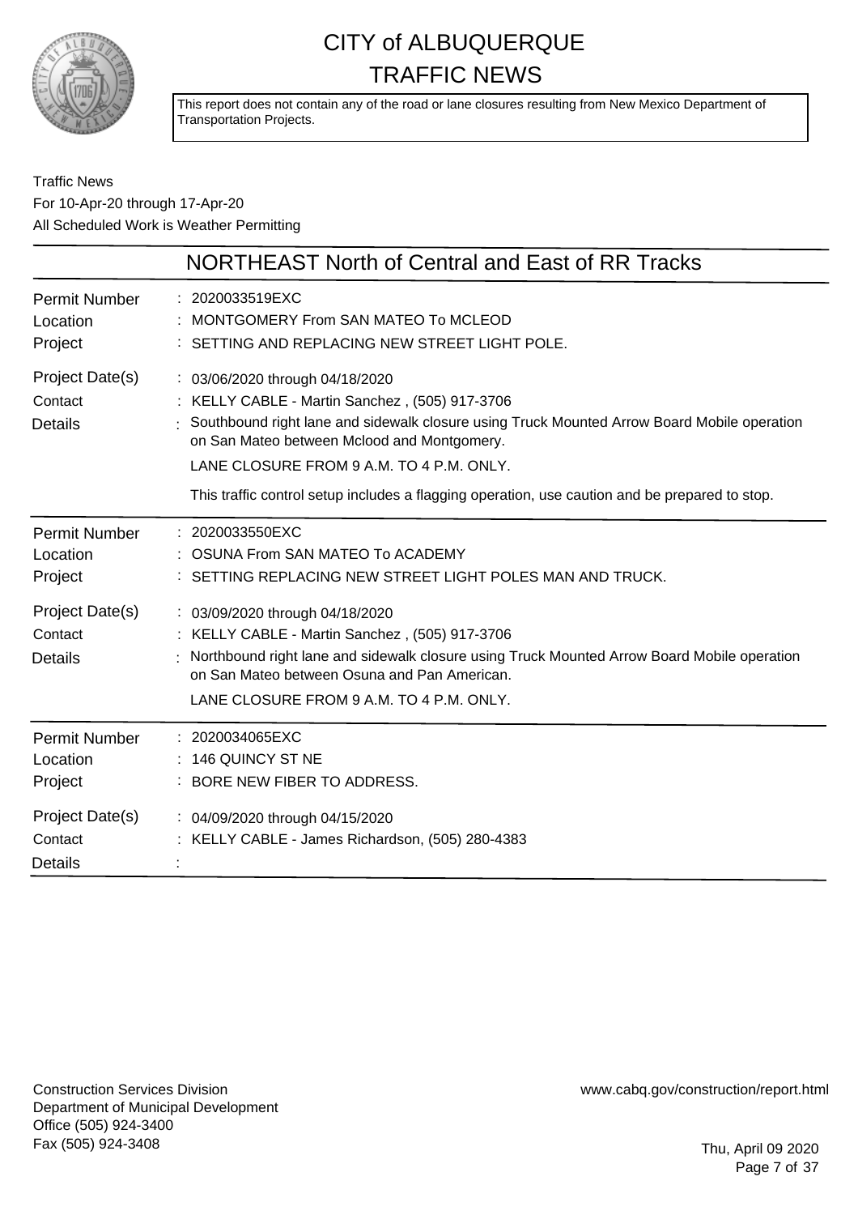# CITY of ALBUQUERQUE TRAFFIC NEWS

This report does not contain any of the road or lane closures resulting from New Mexico Department of Transportation Projects.

Traffic News
For 10-Apr-20 through 17-Apr-20
All Scheduled Work is Weather Permitting

## NORTHEAST North of Central and East of RR Tracks

| | |
|---|---|
| Permit Number | 2020033519EXC |
| Location | MONTGOMERY From SAN MATEO To MCLEOD |
| Project | SETTING AND REPLACING NEW STREET LIGHT POLE. |
| Project Date(s) | 03/06/2020 through 04/18/2020 |
| Contact | KELLY CABLE - Martin Sanchez , (505) 917-3706 |
| Details | Southbound right lane and sidewalk closure using Truck Mounted Arrow Board Mobile operation on San Mateo between Mclood and Montgomery. LANE CLOSURE FROM 9 A.M. TO 4 P.M. ONLY. This traffic control setup includes a flagging operation, use caution and be prepared to stop. |

| | |
|---|---|
| Permit Number | 2020033550EXC |
| Location | OSUNA From SAN MATEO To ACADEMY |
| Project | SETTING REPLACING NEW STREET LIGHT POLES MAN AND TRUCK. |
| Project Date(s) | 03/09/2020 through 04/18/2020 |
| Contact | KELLY CABLE - Martin Sanchez , (505) 917-3706 |
| Details | Northbound right lane and sidewalk closure using Truck Mounted Arrow Board Mobile operation on San Mateo between Osuna and Pan American. LANE CLOSURE FROM 9 A.M. TO 4 P.M. ONLY. |

| | |
|---|---|
| Permit Number | 2020034065EXC |
| Location | 146 QUINCY ST NE |
| Project | BORE NEW FIBER TO ADDRESS. |
| Project Date(s) | 04/09/2020 through 04/15/2020 |
| Contact | KELLY CABLE - James Richardson, (505) 280-4383 |
| Details | |

Construction Services Division
Department of Municipal Development
Office (505) 924-3400
Fax (505) 924-3408

www.cabq.gov/construction/report.html

Thu, April 09 2020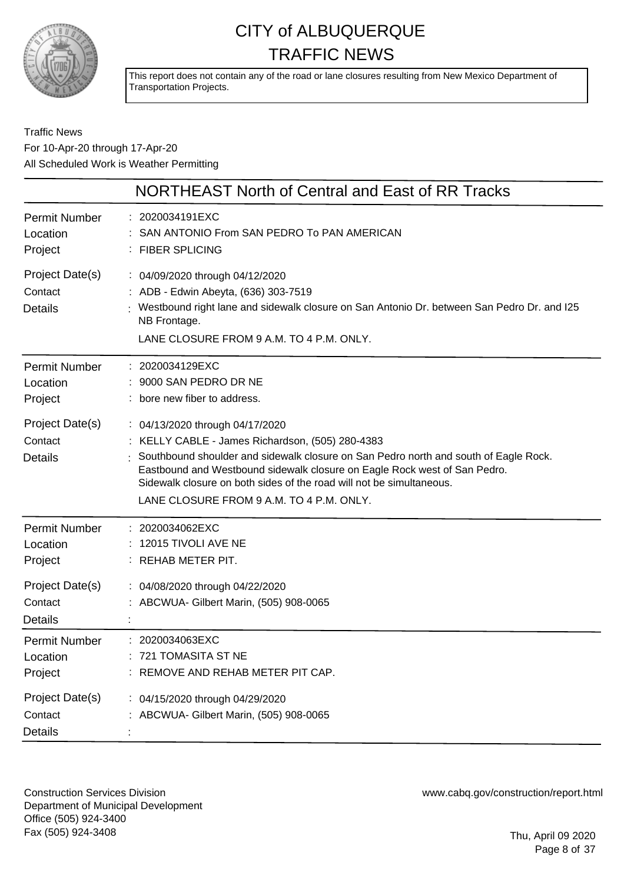# CITY of ALBUQUERQUE TRAFFIC NEWS

This report does not contain any of the road or lane closures resulting from New Mexico Department of Transportation Projects.

Traffic News
For 10-Apr-20 through 17-Apr-20
All Scheduled Work is Weather Permitting

## NORTHEAST North of Central and East of RR Tracks

| | |
|---|---|
| Permit Number | : 2020034191EXC |
| Location | : SAN ANTONIO From SAN PEDRO To PAN AMERICAN |
| Project | : FIBER SPLICING |
| Project Date(s) | : 04/09/2020 through 04/12/2020 |
| Contact | : ADB - Edwin Abeyta, (636) 303-7519 |
| Details | : Westbound right lane and sidewalk closure on San Antonio Dr. between San Pedro Dr. and I25 NB Frontage. LANE CLOSURE FROM 9 A.M. TO 4 P.M. ONLY. |

| | |
|---|---|
| Permit Number | : 2020034129EXC |
| Location | : 9000 SAN PEDRO DR NE |
| Project | : bore new fiber to address. |
| Project Date(s) | : 04/13/2020 through 04/17/2020 |
| Contact | : KELLY CABLE - James Richardson, (505) 280-4383 |
| Details | : Southbound shoulder and sidewalk closure on San Pedro north and south of Eagle Rock. Eastbound and Westbound sidewalk closure on Eagle Rock west of San Pedro. Sidewalk closure on both sides of the road will not be simultaneous. LANE CLOSURE FROM 9 A.M. TO 4 P.M. ONLY. |

| | |
|---|---|
| Permit Number | : 2020034062EXC |
| Location | : 12015 TIVOLI AVE NE |
| Project | : REHAB METER PIT. |
| Project Date(s) | : 04/08/2020 through 04/22/2020 |
| Contact | : ABCWUA- Gilbert Marin, (505) 908-0065 |
| Details | : |

| | |
|---|---|
| Permit Number | : 2020034063EXC |
| Location | : 721 TOMASITA ST NE |
| Project | : REMOVE AND REHAB METER PIT CAP. |
| Project Date(s) | : 04/15/2020 through 04/29/2020 |
| Contact | : ABCWUA- Gilbert Marin, (505) 908-0065 |
| Details | : |

Construction Services Division
Department of Municipal Development
Office (505) 924-3400
Fax (505) 924-3408

www.cabq.gov/construction/report.html

Thu, April 09 2020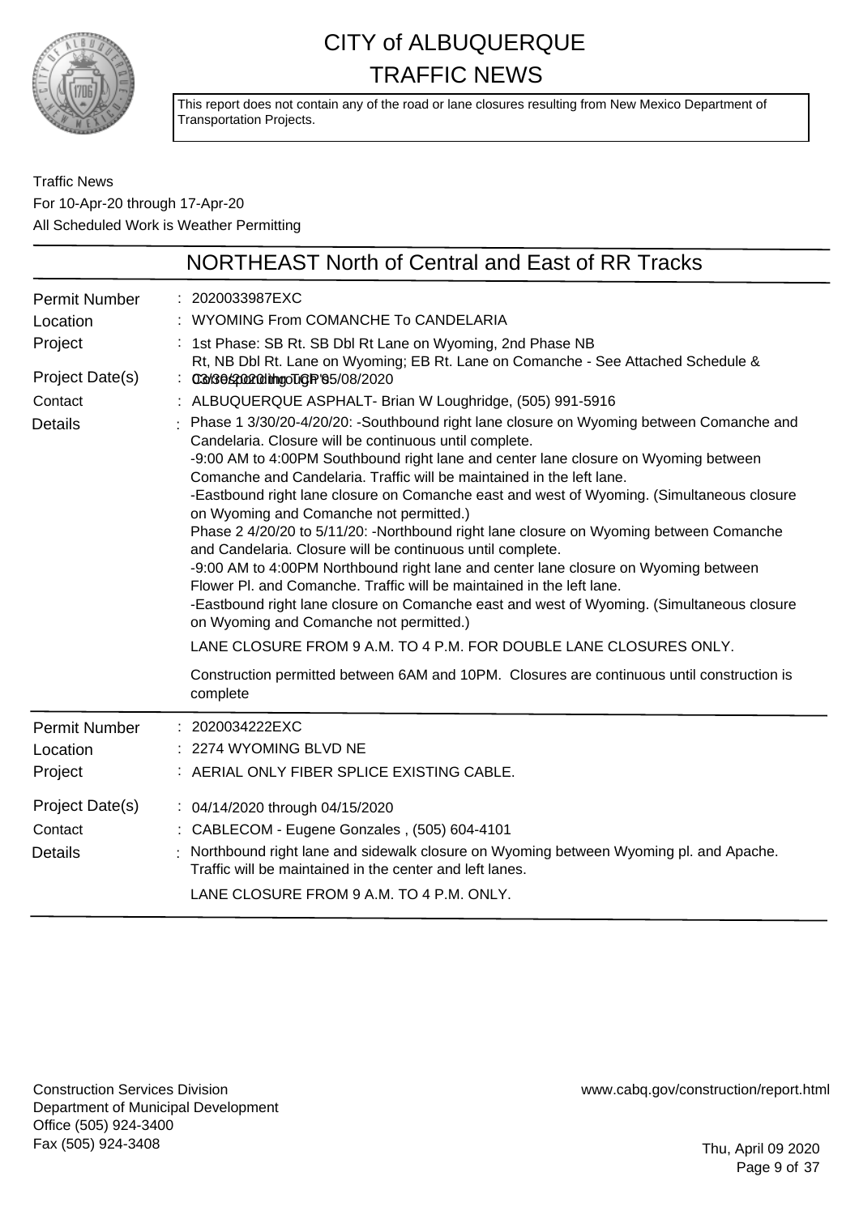# CITY of ALBUQUERQUE
# TRAFFIC NEWS

This report does not contain any of the road or lane closures resulting from New Mexico Department of Transportation Projects.

Traffic News
For 10-Apr-20 through 17-Apr-20
All Scheduled Work is Weather Permitting

## NORTHEAST North of Central and East of RR Tracks

| | |
|---|---|
| Permit Number | : 2020033987EXC |
| Location | : WYOMING From COMANCHE To CANDELARIA |
| Project | : 1st Phase: SB Rt. SB Dbl Rt Lane on Wyoming, 2nd Phase NB Rt, NB Dbl Rt. Lane on Wyoming; EB Rt. Lane on Comanche - See Attached Schedule & Corresponding TCP's |
| Project Date(s) | : 03/30/2020 through 05/08/2020 |
| Contact | : ALBUQUERQUE ASPHALT- Brian W Loughridge, (505) 991-5916 |
| Details | : Phase 1 3/30/20-4/20/20: -Southbound right lane closure on Wyoming between Comanche and Candelaria. Closure will be continuous until complete.<br>-9:00 AM to 4:00PM Southbound right lane and center lane closure on Wyoming between Comanche and Candelaria. Traffic will be maintained in the left lane.<br>-Eastbound right lane closure on Comanche east and west of Wyoming. (Simultaneous closure on Wyoming and Comanche not permitted.)<br>Phase 2 4/20/20 to 5/11/20: -Northbound right lane closure on Wyoming between Comanche and Candelaria. Closure will be continuous until complete.<br>-9:00 AM to 4:00PM Northbound right lane and center lane closure on Wyoming between Flower Pl. and Comanche. Traffic will be maintained in the left lane.<br>-Eastbound right lane closure on Comanche east and west of Wyoming. (Simultaneous closure on Wyoming and Comanche not permitted.)<br>LANE CLOSURE FROM 9 A.M. TO 4 P.M. FOR DOUBLE LANE CLOSURES ONLY.<br>Construction permitted between 6AM and 10PM. Closures are continuous until construction is complete |

| | |
|---|---|
| Permit Number | : 2020034222EXC |
| Location | : 2274 WYOMING BLVD NE |
| Project | : AERIAL ONLY FIBER SPLICE EXISTING CABLE. |
| Project Date(s) | : 04/14/2020 through 04/15/2020 |
| Contact | : CABLECOM - Eugene Gonzales , (505) 604-4101 |
| Details | : Northbound right lane and sidewalk closure on Wyoming between Wyoming pl. and Apache. Traffic will be maintained in the center and left lanes.<br>LANE CLOSURE FROM 9 A.M. TO 4 P.M. ONLY. |

Construction Services Division
Department of Municipal Development
Office (505) 924-3400
Fax (505) 924-3408

www.cabq.gov/construction/report.html

Thu, April 09 2020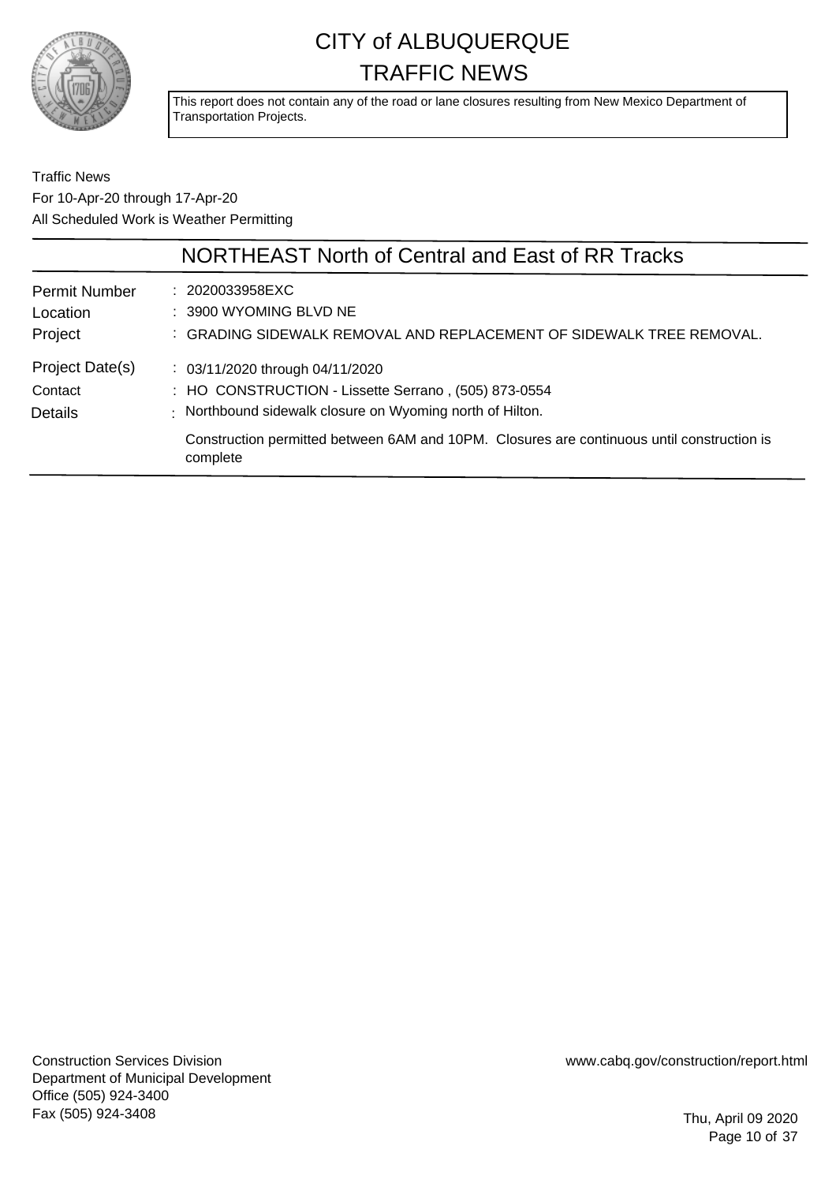# CITY of ALBUQUERQUE
# TRAFFIC NEWS

This report does not contain any of the road or lane closures resulting from New Mexico Department of Transportation Projects.

Traffic News
For 10-Apr-20 through 17-Apr-20
All Scheduled Work is Weather Permitting

## NORTHEAST North of Central and East of RR Tracks

| | |
|---|---|
| Permit Number | : 2020033958EXC |
| Location | : 3900 WYOMING BLVD NE |
| Project | : GRADING SIDEWALK REMOVAL AND REPLACEMENT OF SIDEWALK TREE REMOVAL. |
| Project Date(s) | : 03/11/2020 through 04/11/2020 |
| Contact | : HO CONSTRUCTION - Lissette Serrano , (505) 873-0554 |
| Details | : Northbound sidewalk closure on Wyoming north of Hilton. |

Construction permitted between 6AM and 10PM. Closures are continuous until construction is complete

Construction Services Division
Department of Municipal Development
Office (505) 924-3400
Fax (505) 924-3408

www.cabq.gov/construction/report.html

Thu, April 09 2020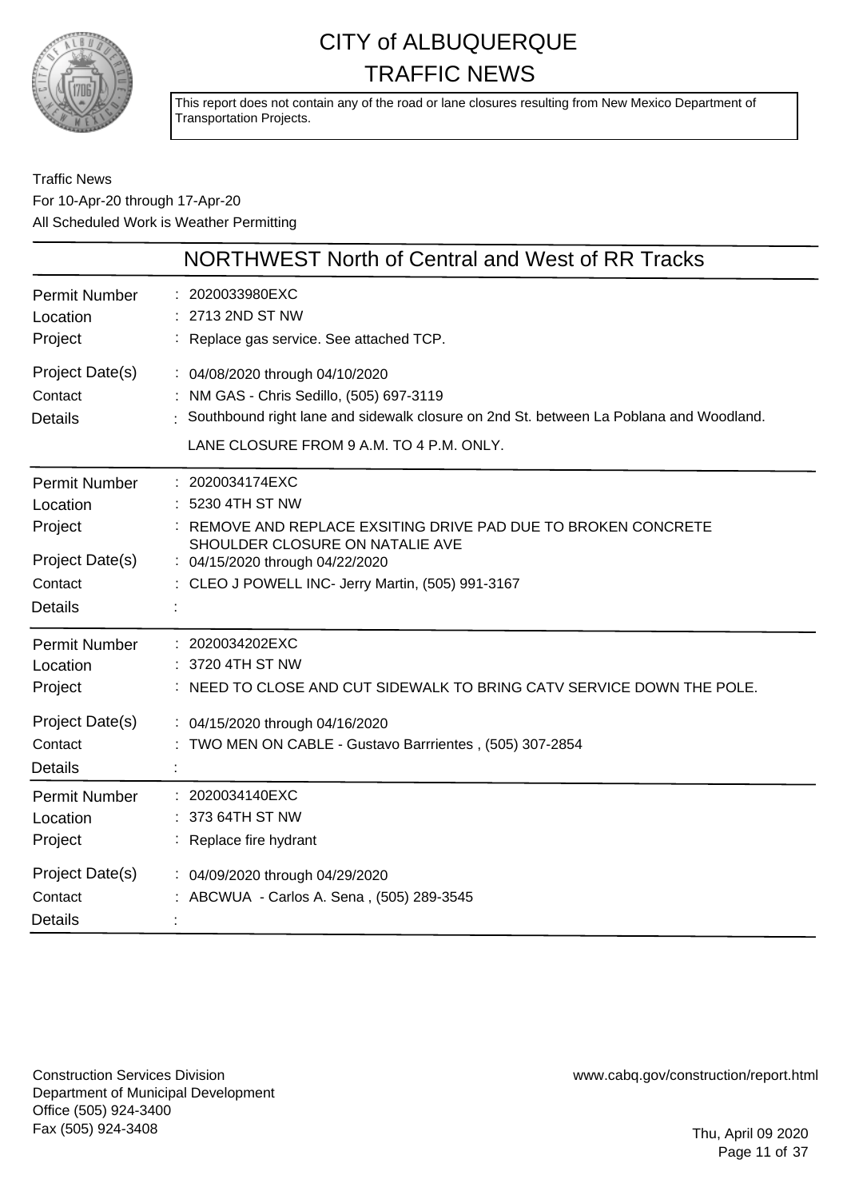# CITY of ALBUQUERQUE TRAFFIC NEWS

This report does not contain any of the road or lane closures resulting from New Mexico Department of Transportation Projects.

Traffic News
For 10-Apr-20 through 17-Apr-20
All Scheduled Work is Weather Permitting

## NORTHWEST North of Central and West of RR Tracks

| | |
|---|---|
| Permit Number | : 2020033980EXC |
| Location | : 2713 2ND ST NW |
| Project | : Replace gas service. See attached TCP. |
| Project Date(s) | : 04/08/2020 through 04/10/2020 |
| Contact | : NM GAS - Chris Sedillo, (505) 697-3119 |
| Details | : Southbound right lane and sidewalk closure on 2nd St. between La Poblana and Woodland. LANE CLOSURE FROM 9 A.M. TO 4 P.M. ONLY. |

| | |
|---|---|
| Permit Number | : 2020034174EXC |
| Location | : 5230 4TH ST NW |
| Project | : REMOVE AND REPLACE EXSITING DRIVE PAD DUE TO BROKEN CONCRETE SHOULDER CLOSURE ON NATALIE AVE |
| Project Date(s) | : 04/15/2020 through 04/22/2020 |
| Contact | : CLEO J POWELL INC- Jerry Martin, (505) 991-3167 |
| Details | : |

| | |
|---|---|
| Permit Number | : 2020034202EXC |
| Location | : 3720 4TH ST NW |
| Project | : NEED TO CLOSE AND CUT SIDEWALK TO BRING CATV SERVICE DOWN THE POLE. |
| Project Date(s) | : 04/15/2020 through 04/16/2020 |
| Contact | : TWO MEN ON CABLE - Gustavo Barrrientes , (505) 307-2854 |
| Details | : |

| | |
|---|---|
| Permit Number | : 2020034140EXC |
| Location | : 373 64TH ST NW |
| Project | : Replace fire hydrant |
| Project Date(s) | : 04/09/2020 through 04/29/2020 |
| Contact | : ABCWUA - Carlos A. Sena , (505) 289-3545 |
| Details | : |

Construction Services Division
Department of Municipal Development
Office (505) 924-3400
Fax (505) 924-3408

www.cabq.gov/construction/report.html

Thu, April 09 2020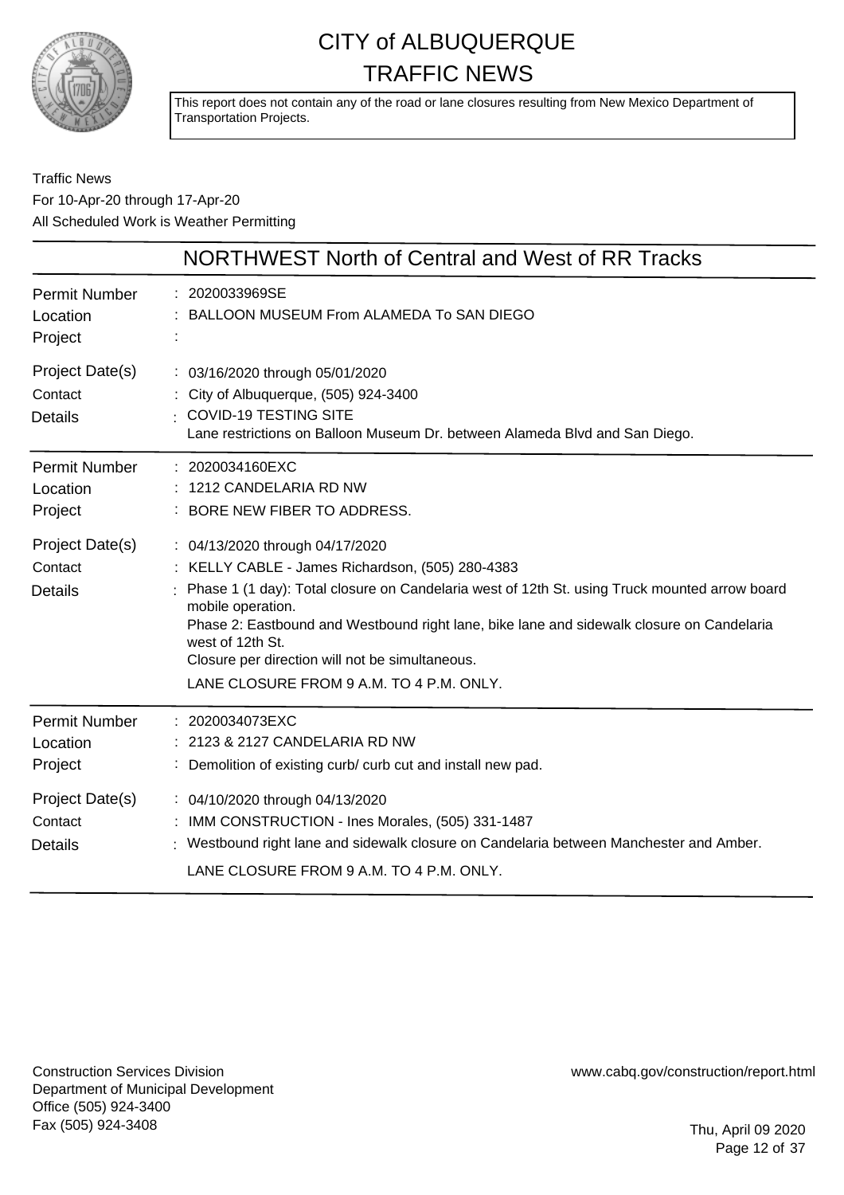# CITY of ALBUQUERQUE
# TRAFFIC NEWS

This report does not contain any of the road or lane closures resulting from New Mexico Department of Transportation Projects.

Traffic News
For 10-Apr-20 through 17-Apr-20
All Scheduled Work is Weather Permitting

## NORTHWEST North of Central and West of RR Tracks

| | |
|---|---|
| Permit Number | : 2020033969SE |
| Location | : BALLOON MUSEUM From ALAMEDA To SAN DIEGO |
| Project | : |
| Project Date(s) | : 03/16/2020 through 05/01/2020 |
| Contact | : City of Albuquerque, (505) 924-3400 |
| Details | : COVID-19 TESTING SITE<br>Lane restrictions on Balloon Museum Dr. between Alameda Blvd and San Diego. |

| | |
|---|---|
| Permit Number | : 2020034160EXC |
| Location | : 1212 CANDELARIA RD NW |
| Project | : BORE NEW FIBER TO ADDRESS. |
| Project Date(s) | : 04/13/2020 through 04/17/2020 |
| Contact | : KELLY CABLE - James Richardson, (505) 280-4383 |
| Details | : Phase 1 (1 day): Total closure on Candelaria west of 12th St. using Truck mounted arrow board mobile operation.<br>Phase 2: Eastbound and Westbound right lane, bike lane and sidewalk closure on Candelaria west of 12th St.<br>Closure per direction will not be simultaneous.<br>LANE CLOSURE FROM 9 A.M. TO 4 P.M. ONLY. |

| | |
|---|---|
| Permit Number | : 2020034073EXC |
| Location | : 2123 & 2127 CANDELARIA RD NW |
| Project | : Demolition of existing curb/ curb cut and install new pad. |
| Project Date(s) | : 04/10/2020 through 04/13/2020 |
| Contact | : IMM CONSTRUCTION - Ines Morales, (505) 331-1487 |
| Details | : Westbound right lane and sidewalk closure on Candelaria between Manchester and Amber.<br>LANE CLOSURE FROM 9 A.M. TO 4 P.M. ONLY. |

Construction Services Division
Department of Municipal Development
Office (505) 924-3400
Fax (505) 924-3408

www.cabq.gov/construction/report.html

Thu, April 09 2020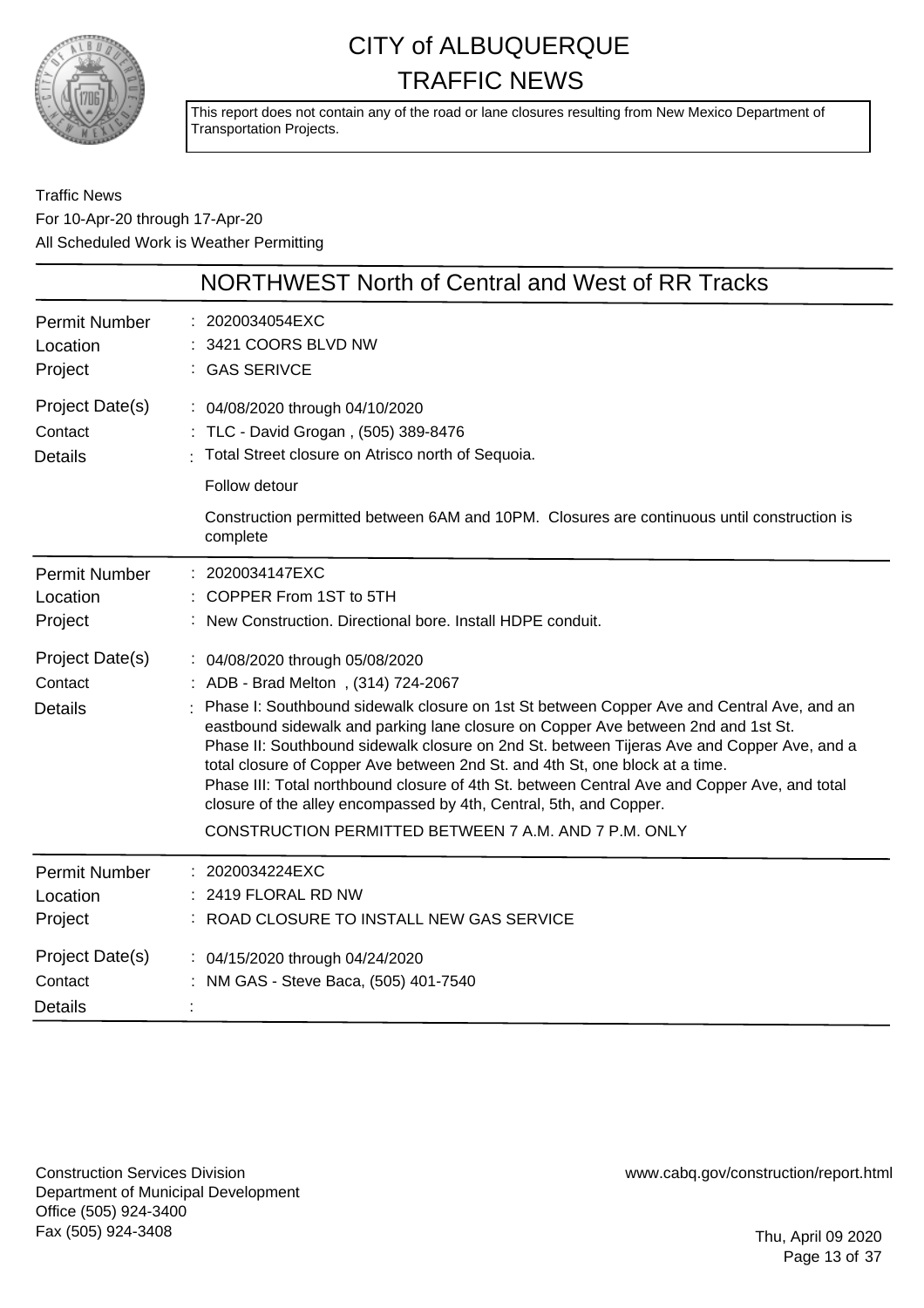# CITY of ALBUQUERQUE TRAFFIC NEWS

This report does not contain any of the road or lane closures resulting from New Mexico Department of Transportation Projects.

Traffic News
For 10-Apr-20 through 17-Apr-20
All Scheduled Work is Weather Permitting

## NORTHWEST North of Central and West of RR Tracks

| | |
|---|---|
| Permit Number | : 2020034054EXC |
| Location | : 3421 COORS BLVD NW |
| Project | : GAS SERIVCE |
| Project Date(s) | : 04/08/2020 through 04/10/2020 |
| Contact | : TLC - David Grogan , (505) 389-8476 |
| Details | : Total Street closure on Atrisco north of Sequoia.<br><br>Follow detour<br><br>Construction permitted between 6AM and 10PM. Closures are continuous until construction is complete |

| | |
|---|---|
| Permit Number | : 2020034147EXC |
| Location | : COPPER From 1ST to 5TH |
| Project | : New Construction. Directional bore. Install HDPE conduit. |
| Project Date(s) | : 04/08/2020 through 05/08/2020 |
| Contact | : ADB - Brad Melton , (314) 724-2067 |
| Details | : Phase I: Southbound sidewalk closure on 1st St between Copper Ave and Central Ave, and an eastbound sidewalk and parking lane closure on Copper Ave between 2nd and 1st St.<br>Phase II: Southbound sidewalk closure on 2nd St. between Tijeras Ave and Copper Ave, and a total closure of Copper Ave between 2nd St. and 4th St, one block at a time.<br>Phase III: Total northbound closure of 4th St. between Central Ave and Copper Ave, and total closure of the alley encompassed by 4th, Central, 5th, and Copper.<br><br>CONSTRUCTION PERMITTED BETWEEN 7 A.M. AND 7 P.M. ONLY |

| | |
|---|---|
| Permit Number | : 2020034224EXC |
| Location | : 2419 FLORAL RD NW |
| Project | : ROAD CLOSURE TO INSTALL NEW GAS SERVICE |
| Project Date(s) | : 04/15/2020 through 04/24/2020 |
| Contact | : NM GAS - Steve Baca, (505) 401-7540 |
| Details | : |

Construction Services Division
Department of Municipal Development
Office (505) 924-3400
Fax (505) 924-3408

www.cabq.gov/construction/report.html

Thu, April 09 2020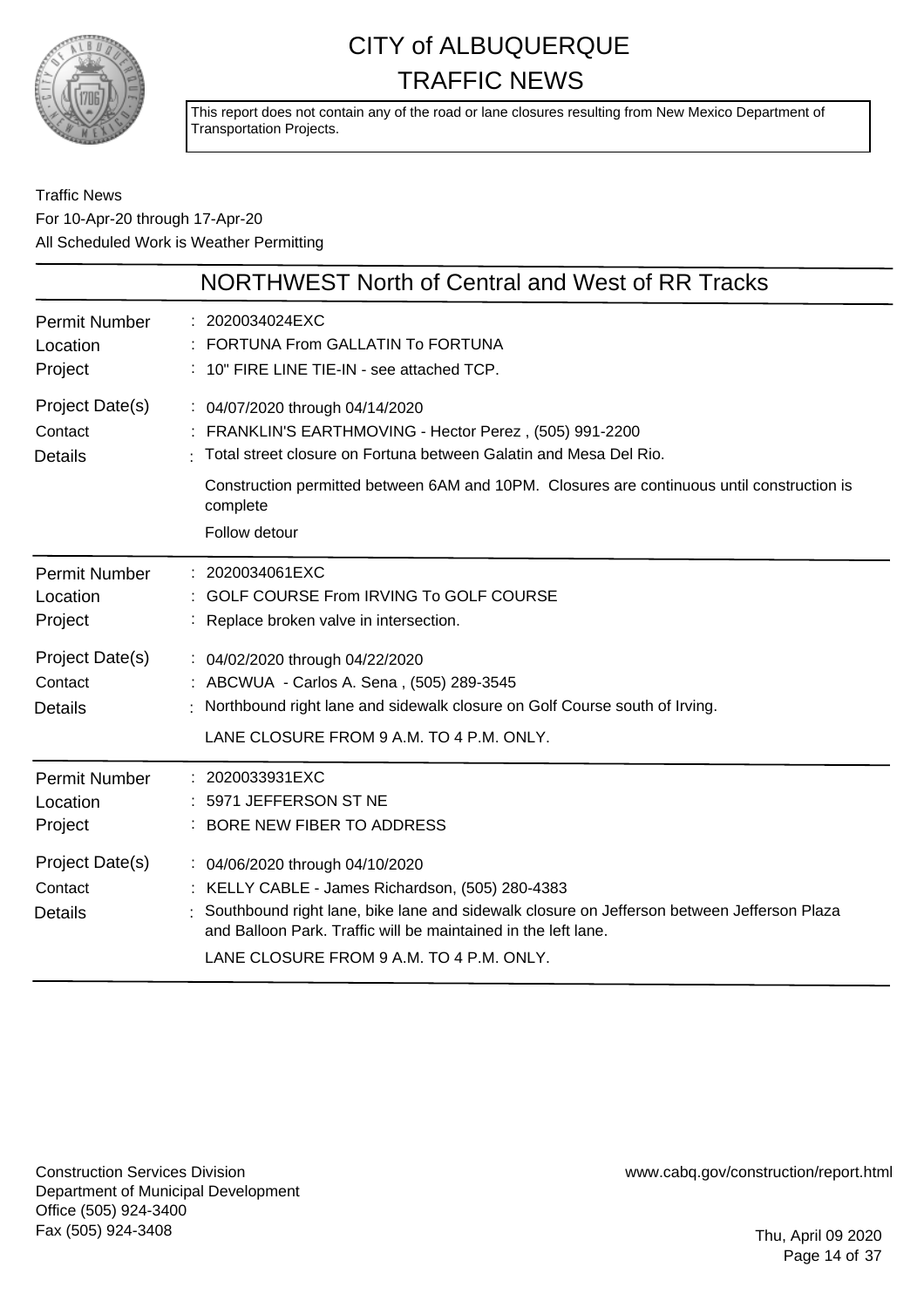# CITY of ALBUQUERQUE TRAFFIC NEWS

This report does not contain any of the road or lane closures resulting from New Mexico Department of Transportation Projects.

Traffic News
For 10-Apr-20 through 17-Apr-20
All Scheduled Work is Weather Permitting

## NORTHWEST North of Central and West of RR Tracks

| | |
|---|---|
| Permit Number | : 2020034024EXC |
| Location | : FORTUNA From GALLATIN To FORTUNA |
| Project | : 10" FIRE LINE TIE-IN - see attached TCP. |
| Project Date(s) | : 04/07/2020 through 04/14/2020 |
| Contact | : FRANKLIN'S EARTHMOVING - Hector Perez , (505) 991-2200 |
| Details | : Total street closure on Fortuna between Galatin and Mesa Del Rio.<br>Construction permitted between 6AM and 10PM. Closures are continuous until construction is complete<br>Follow detour |

| | |
|---|---|
| Permit Number | : 2020034061EXC |
| Location | : GOLF COURSE From IRVING To GOLF COURSE |
| Project | : Replace broken valve in intersection. |
| Project Date(s) | : 04/02/2020 through 04/22/2020 |
| Contact | : ABCWUA - Carlos A. Sena , (505) 289-3545 |
| Details | : Northbound right lane and sidewalk closure on Golf Course south of Irving.<br>LANE CLOSURE FROM 9 A.M. TO 4 P.M. ONLY. |

| | |
|---|---|
| Permit Number | : 2020033931EXC |
| Location | : 5971 JEFFERSON ST NE |
| Project | : BORE NEW FIBER TO ADDRESS |
| Project Date(s) | : 04/06/2020 through 04/10/2020 |
| Contact | : KELLY CABLE - James Richardson, (505) 280-4383 |
| Details | : Southbound right lane, bike lane and sidewalk closure on Jefferson between Jefferson Plaza and Balloon Park. Traffic will be maintained in the left lane.<br>LANE CLOSURE FROM 9 A.M. TO 4 P.M. ONLY. |

Construction Services Division
Department of Municipal Development
Office (505) 924-3400
Fax (505) 924-3408

www.cabq.gov/construction/report.html

Thu, April 09 2020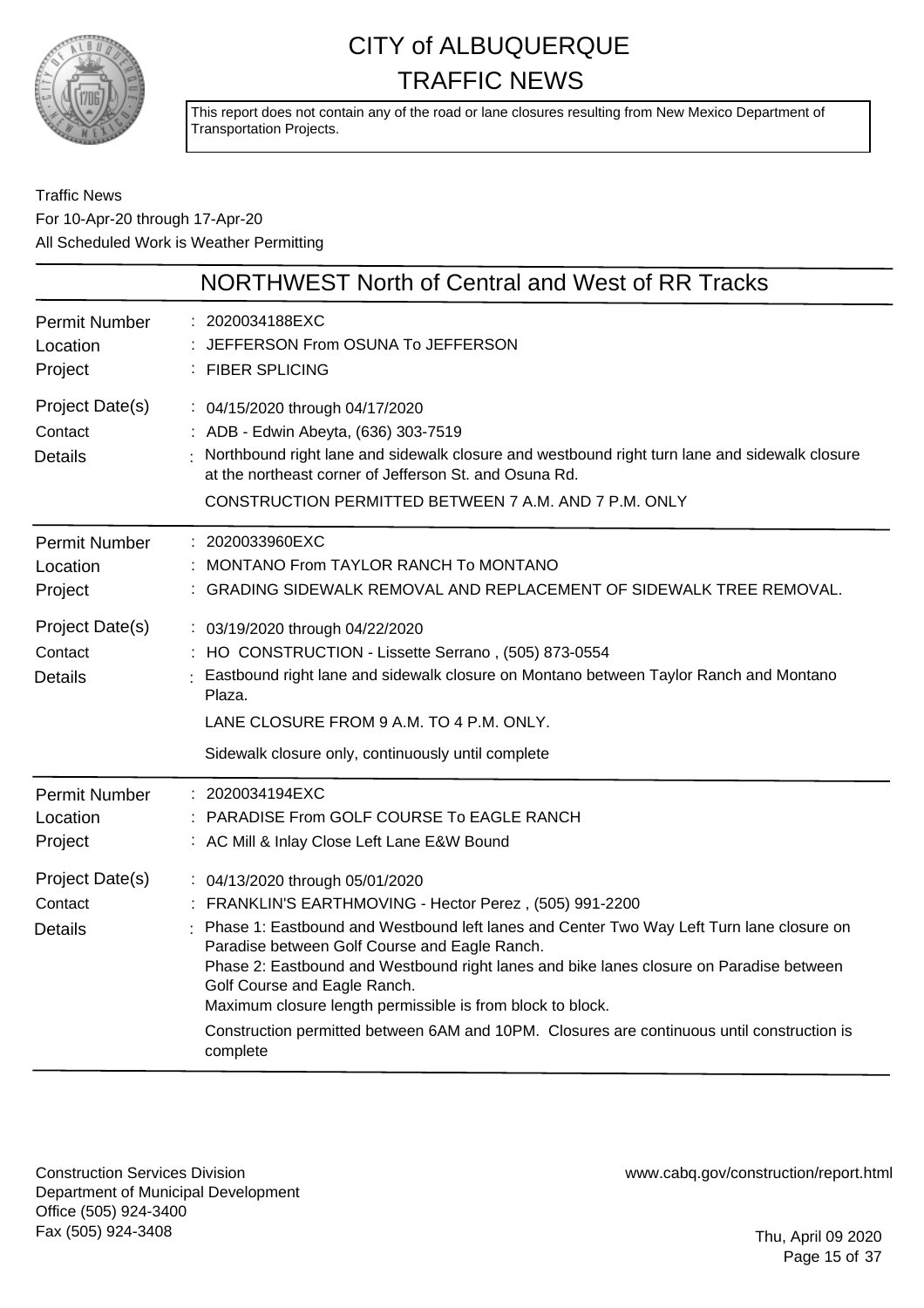# CITY of ALBUQUERQUE TRAFFIC NEWS

This report does not contain any of the road or lane closures resulting from New Mexico Department of Transportation Projects.

Traffic News
For 10-Apr-20 through 17-Apr-20
All Scheduled Work is Weather Permitting

## NORTHWEST North of Central and West of RR Tracks

| | |
|---|---|
| Permit Number | 2020034188EXC |
| Location | JEFFERSON From OSUNA To JEFFERSON |
| Project | FIBER SPLICING |
| Project Date(s) | 04/15/2020 through 04/17/2020 |
| Contact | ADB - Edwin Abeyta, (636) 303-7519 |
| Details | Northbound right lane and sidewalk closure and westbound right turn lane and sidewalk closure at the northeast corner of Jefferson St. and Osuna Rd.<br>CONSTRUCTION PERMITTED BETWEEN 7 A.M. AND 7 P.M. ONLY |

| | |
|---|---|
| Permit Number | 2020033960EXC |
| Location | MONTANO From TAYLOR RANCH To MONTANO |
| Project | GRADING SIDEWALK REMOVAL AND REPLACEMENT OF SIDEWALK TREE REMOVAL. |
| Project Date(s) | 03/19/2020 through 04/22/2020 |
| Contact | HO CONSTRUCTION - Lissette Serrano , (505) 873-0554 |
| Details | Eastbound right lane and sidewalk closure on Montano between Taylor Ranch and Montano Plaza.<br>LANE CLOSURE FROM 9 A.M. TO 4 P.M. ONLY.<br>Sidewalk closure only, continuously until complete |

| | |
|---|---|
| Permit Number | 2020034194EXC |
| Location | PARADISE From GOLF COURSE To EAGLE RANCH |
| Project | AC Mill & Inlay Close Left Lane E&W Bound |
| Project Date(s) | 04/13/2020 through 05/01/2020 |
| Contact | FRANKLIN'S EARTHMOVING - Hector Perez , (505) 991-2200 |
| Details | Phase 1: Eastbound and Westbound left lanes and Center Two Way Left Turn lane closure on Paradise between Golf Course and Eagle Ranch.<br>Phase 2: Eastbound and Westbound right lanes and bike lanes closure on Paradise between Golf Course and Eagle Ranch.<br>Maximum closure length permissible is from block to block.<br>Construction permitted between 6AM and 10PM. Closures are continuous until construction is complete |

Construction Services Division
Department of Municipal Development
Office (505) 924-3400
Fax (505) 924-3408

www.cabq.gov/construction/report.html

Thu, April 09 2020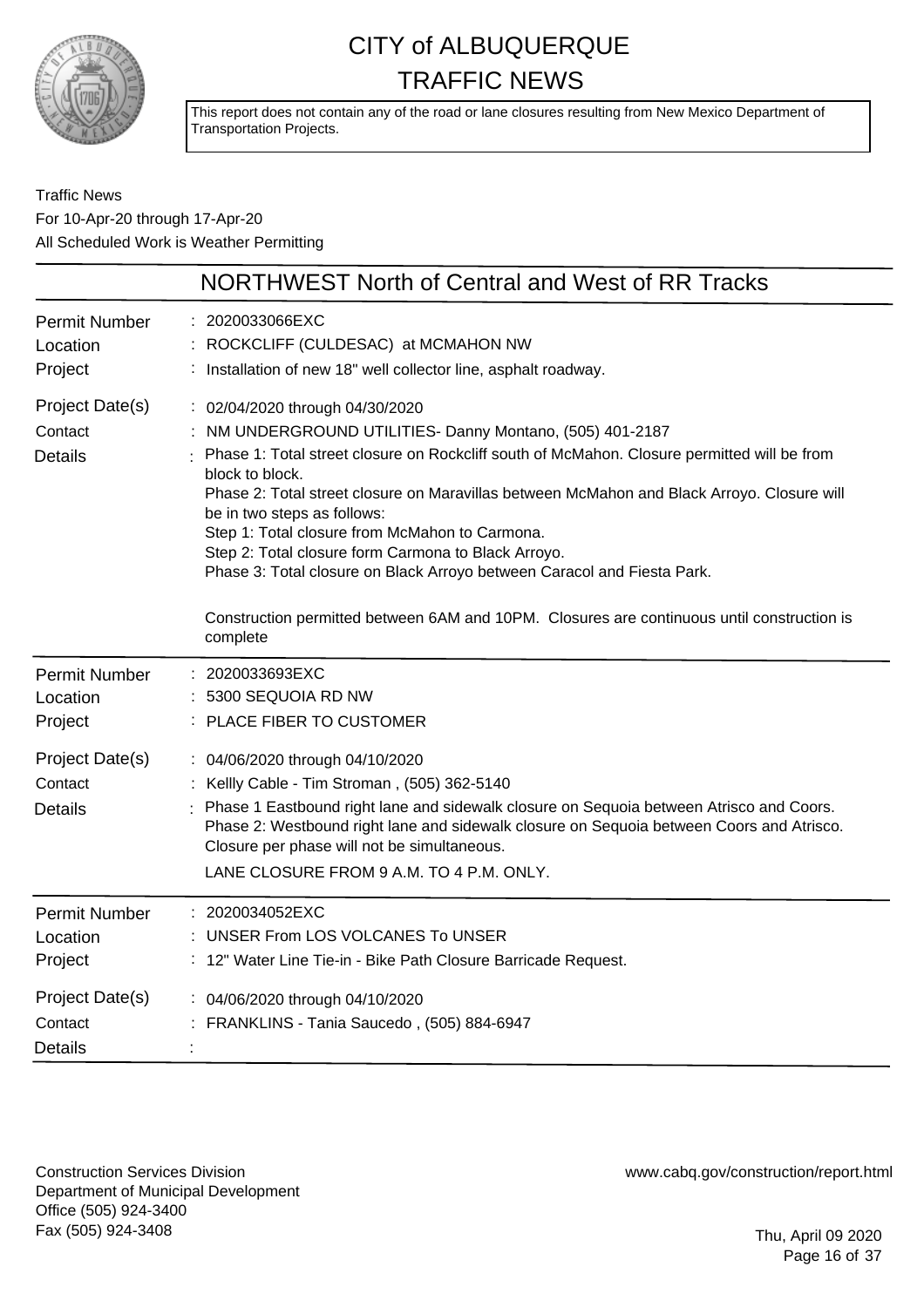# CITY of ALBUQUERQUE TRAFFIC NEWS

This report does not contain any of the road or lane closures resulting from New Mexico Department of Transportation Projects.

Traffic News
For 10-Apr-20 through 17-Apr-20
All Scheduled Work is Weather Permitting

## NORTHWEST North of Central and West of RR Tracks

| | |
|---|---|
| Permit Number | : 2020033066EXC |
| Location | : ROCKCLIFF (CULDESAC) at MCMAHON NW |
| Project | : Installation of new 18" well collector line, asphalt roadway. |
| Project Date(s) | : 02/04/2020 through 04/30/2020 |
| Contact | : NM UNDERGROUND UTILITIES- Danny Montano, (505) 401-2187 |
| Details | : Phase 1: Total street closure on Rockcliff south of McMahon. Closure permitted will be from block to block.<br>Phase 2: Total street closure on Maravillas between McMahon and Black Arroyo. Closure will be in two steps as follows:<br>Step 1: Total closure from McMahon to Carmona.<br>Step 2: Total closure form Carmona to Black Arroyo.<br>Phase 3: Total closure on Black Arroyo between Caracol and Fiesta Park.<br><br>Construction permitted between 6AM and 10PM. Closures are continuous until construction is complete |

| | |
|---|---|
| Permit Number | : 2020033693EXC |
| Location | : 5300 SEQUOIA RD NW |
| Project | : PLACE FIBER TO CUSTOMER |
| Project Date(s) | : 04/06/2020 through 04/10/2020 |
| Contact | : Kellly Cable - Tim Stroman , (505) 362-5140 |
| Details | : Phase 1 Eastbound right lane and sidewalk closure on Sequoia between Atrisco and Coors. Phase 2: Westbound right lane and sidewalk closure on Sequoia between Coors and Atrisco. Closure per phase will not be simultaneous.<br>LANE CLOSURE FROM 9 A.M. TO 4 P.M. ONLY. |

| | |
|---|---|
| Permit Number | : 2020034052EXC |
| Location | : UNSER From LOS VOLCANES To UNSER |
| Project | : 12" Water Line Tie-in - Bike Path Closure Barricade Request. |
| Project Date(s) | : 04/06/2020 through 04/10/2020 |
| Contact | : FRANKLINS - Tania Saucedo , (505) 884-6947 |
| Details | : |

Construction Services Division
Department of Municipal Development
Office (505) 924-3400
Fax (505) 924-3408

www.cabq.gov/construction/report.html

Thu, April 09 2020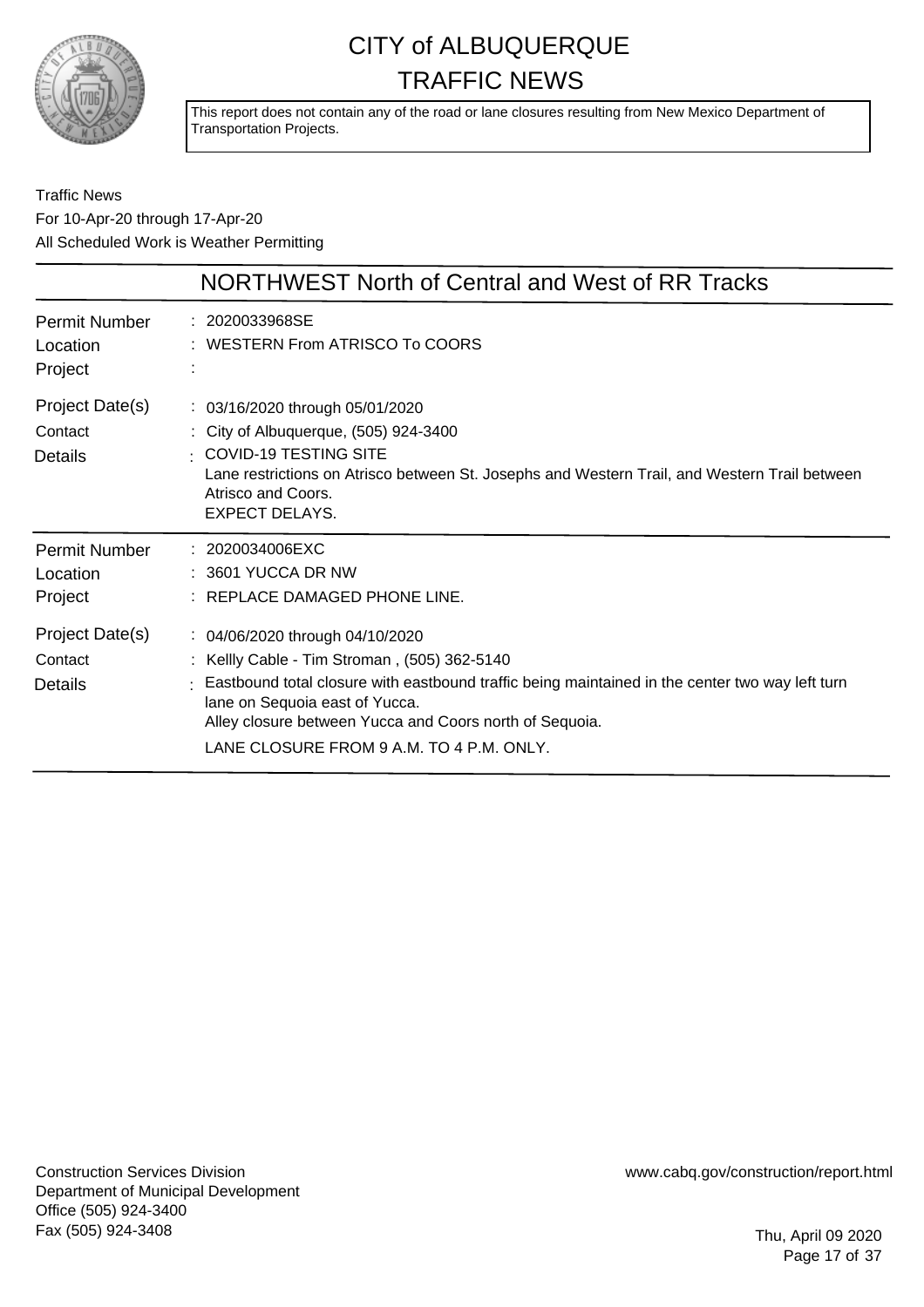# CITY of ALBUQUERQUE
# TRAFFIC NEWS

This report does not contain any of the road or lane closures resulting from New Mexico Department of Transportation Projects.

Traffic News
For 10-Apr-20 through 17-Apr-20
All Scheduled Work is Weather Permitting

## NORTHWEST North of Central and West of RR Tracks

| | |
|---|---|
| Permit Number | : 2020033968SE |
| Location | : WESTERN From ATRISCO To COORS |
| Project | : |
| Project Date(s) | : 03/16/2020 through 05/01/2020 |
| Contact | : City of Albuquerque, (505) 924-3400 |
| Details | : COVID-19 TESTING SITE<br>Lane restrictions on Atrisco between St. Josephs and Western Trail, and Western Trail between Atrisco and Coors.<br>EXPECT DELAYS. |

| | |
|---|---|
| Permit Number | : 2020034006EXC |
| Location | : 3601 YUCCA DR NW |
| Project | : REPLACE DAMAGED PHONE LINE. |
| Project Date(s) | : 04/06/2020 through 04/10/2020 |
| Contact | : Kellly Cable - Tim Stroman , (505) 362-5140 |
| Details | : Eastbound total closure with eastbound traffic being maintained in the center two way left turn lane on Sequoia east of Yucca.<br>Alley closure between Yucca and Coors north of Sequoia.<br>LANE CLOSURE FROM 9 A.M. TO 4 P.M. ONLY. |

Construction Services Division
Department of Municipal Development
Office (505) 924-3400
Fax (505) 924-3408

www.cabq.gov/construction/report.html

Thu, April 09 2020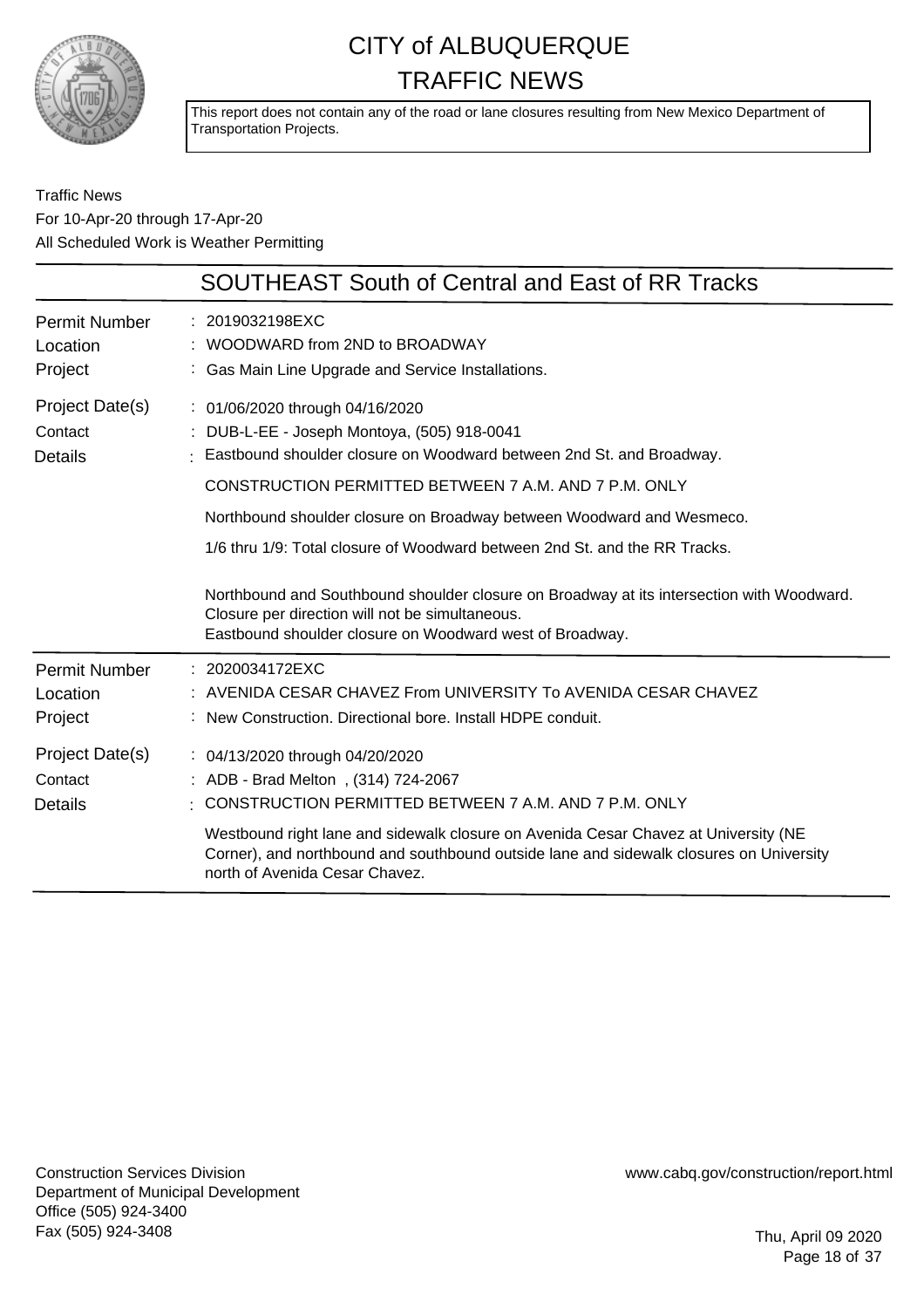# CITY of ALBUQUERQUE
# TRAFFIC NEWS

This report does not contain any of the road or lane closures resulting from New Mexico Department of Transportation Projects.

Traffic News
For 10-Apr-20 through 17-Apr-20
All Scheduled Work is Weather Permitting

## SOUTHEAST South of Central and East of RR Tracks

| | |
|---|---|
| Permit Number | 2019032198EXC |
| Location | WOODWARD from 2ND to BROADWAY |
| Project | Gas Main Line Upgrade and Service Installations. |
| Project Date(s) | 01/06/2020 through 04/16/2020 |
| Contact | DUB-L-EE - Joseph Montoya, (505) 918-0041 |
| Details | Eastbound shoulder closure on Woodward between 2nd St. and Broadway.<br><br>CONSTRUCTION PERMITTED BETWEEN 7 A.M. AND 7 P.M. ONLY<br><br>Northbound shoulder closure on Broadway between Woodward and Wesmeco.<br><br>1/6 thru 1/9: Total closure of Woodward between 2nd St. and the RR Tracks.<br><br>Northbound and Southbound shoulder closure on Broadway at its intersection with Woodward. Closure per direction will not be simultaneous.<br>Eastbound shoulder closure on Woodward west of Broadway. |

| | |
|---|---|
| Permit Number | 2020034172EXC |
| Location | AVENIDA CESAR CHAVEZ From UNIVERSITY To AVENIDA CESAR CHAVEZ |
| Project | New Construction. Directional bore. Install HDPE conduit. |
| Project Date(s) | 04/13/2020 through 04/20/2020 |
| Contact | ADB - Brad Melton , (314) 724-2067 |
| Details | CONSTRUCTION PERMITTED BETWEEN 7 A.M. AND 7 P.M. ONLY<br><br>Westbound right lane and sidewalk closure on Avenida Cesar Chavez at University (NE Corner), and northbound and southbound outside lane and sidewalk closures on University north of Avenida Cesar Chavez. |

Construction Services Division
Department of Municipal Development
Office (505) 924-3400
Fax (505) 924-3408

www.cabq.gov/construction/report.html

Thu, April 09 2020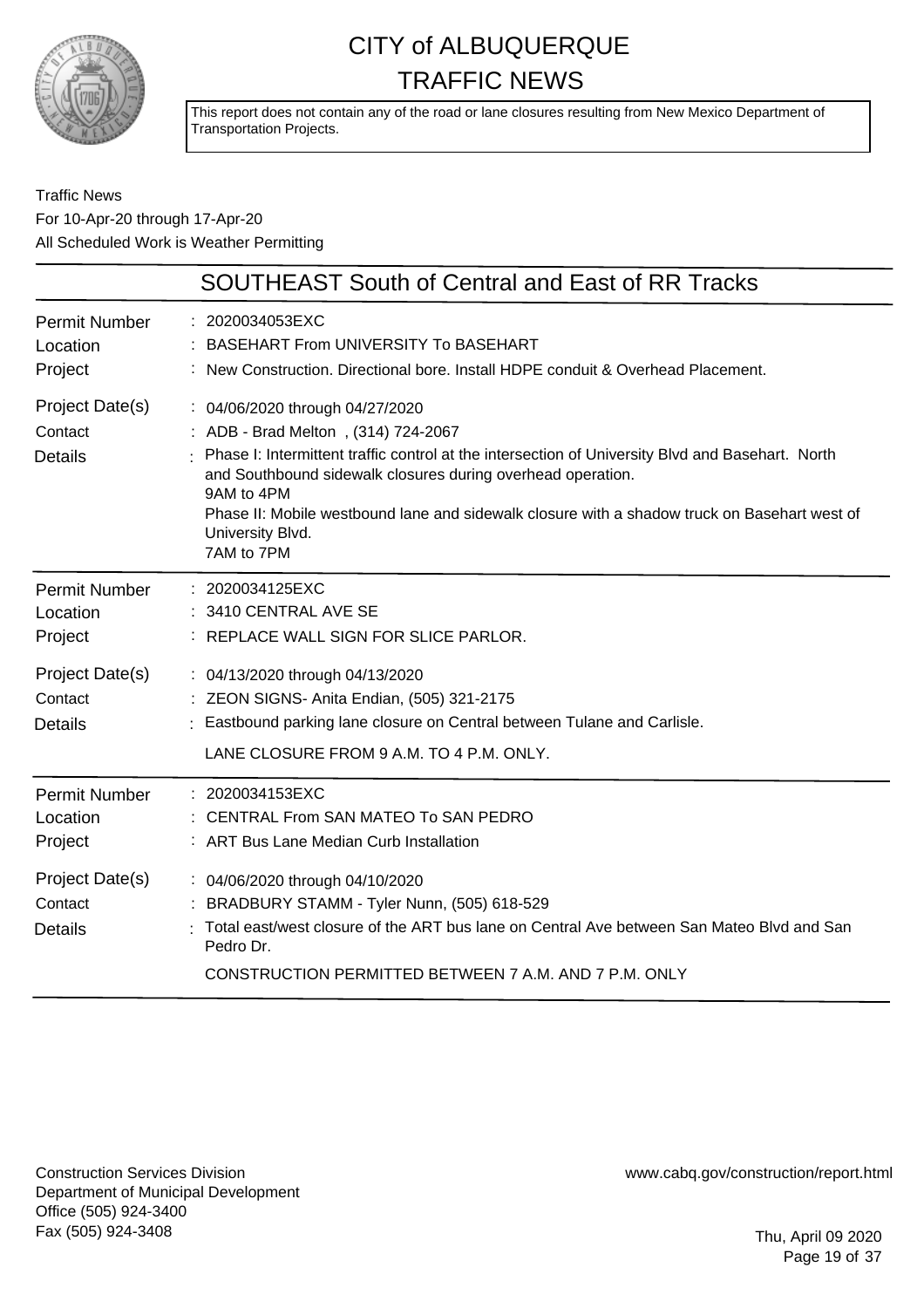# CITY of ALBUQUERQUE TRAFFIC NEWS

This report does not contain any of the road or lane closures resulting from New Mexico Department of Transportation Projects.

Traffic News
For 10-Apr-20 through 17-Apr-20
All Scheduled Work is Weather Permitting

## SOUTHEAST South of Central and East of RR Tracks

**Permit Number**: 2020034053EXC
**Location**: BASEHART From UNIVERSITY To BASEHART
**Project**: New Construction. Directional bore. Install HDPE conduit & Overhead Placement.
**Project Date(s)**: 04/06/2020 through 04/27/2020
**Contact**: ADB - Brad Melton , (314) 724-2067
**Details**: Phase I: Intermittent traffic control at the intersection of University Blvd and Basehart. North and Southbound sidewalk closures during overhead operation.
9AM to 4PM
Phase II: Mobile westbound lane and sidewalk closure with a shadow truck on Basehart west of University Blvd.
7AM to 7PM

---

**Permit Number**: 2020034125EXC
**Location**: 3410 CENTRAL AVE SE
**Project**: REPLACE WALL SIGN FOR SLICE PARLOR.
**Project Date(s)**: 04/13/2020 through 04/13/2020
**Contact**: ZEON SIGNS- Anita Endian, (505) 321-2175
**Details**: Eastbound parking lane closure on Central between Tulane and Carlisle.
LANE CLOSURE FROM 9 A.M. TO 4 P.M. ONLY.

---

**Permit Number**: 2020034153EXC
**Location**: CENTRAL From SAN MATEO To SAN PEDRO
**Project**: ART Bus Lane Median Curb Installation
**Project Date(s)**: 04/06/2020 through 04/10/2020
**Contact**: BRADBURY STAMM - Tyler Nunn, (505) 618-529
**Details**: Total east/west closure of the ART bus lane on Central Ave between San Mateo Blvd and San Pedro Dr.
CONSTRUCTION PERMITTED BETWEEN 7 A.M. AND 7 P.M. ONLY

---

Construction Services Division
Department of Municipal Development
Office (505) 924-3400
Fax (505) 924-3408

www.cabq.gov/construction/report.html

Thu, April 09 2020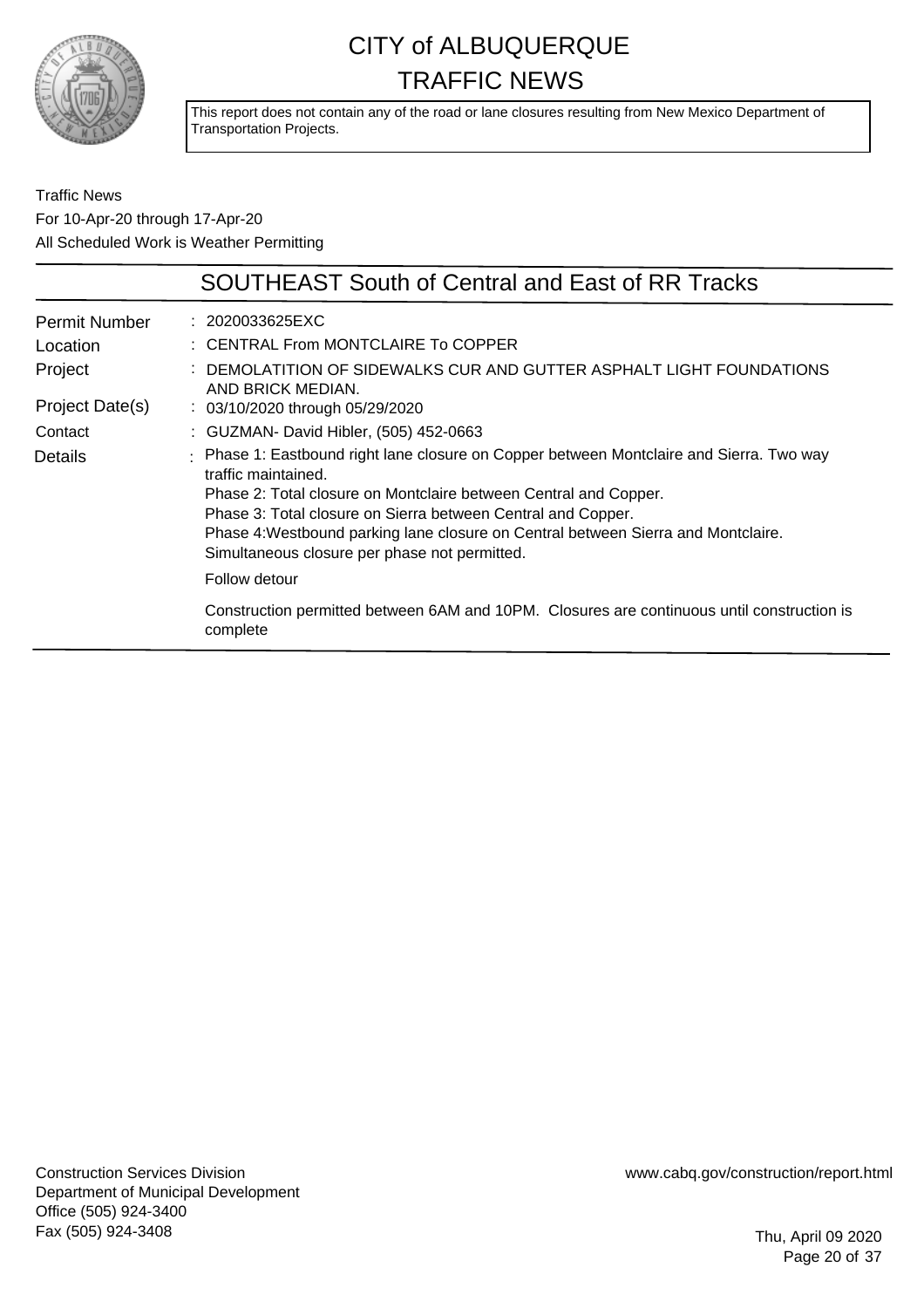# CITY of ALBUQUERQUE TRAFFIC NEWS

This report does not contain any of the road or lane closures resulting from New Mexico Department of Transportation Projects.

Traffic News
For 10-Apr-20 through 17-Apr-20
All Scheduled Work is Weather Permitting

## SOUTHEAST South of Central and East of RR Tracks

| | |
|---|---|
| Permit Number | : 2020033625EXC |
| Location | : CENTRAL From MONTCLAIRE To COPPER |
| Project | : DEMOLATITION OF SIDEWALKS CUR AND GUTTER ASPHALT LIGHT FOUNDATIONS AND BRICK MEDIAN. |
| Project Date(s) | : 03/10/2020 through 05/29/2020 |
| Contact | : GUZMAN- David Hibler, (505) 452-0663 |
| Details | : Phase 1: Eastbound right lane closure on Copper between Montclaire and Sierra. Two way traffic maintained.<br>Phase 2: Total closure on Montclaire between Central and Copper.<br>Phase 3: Total closure on Sierra between Central and Copper.<br>Phase 4:Westbound parking lane closure on Central between Sierra and Montclaire.<br>Simultaneous closure per phase not permitted.<br><br>Follow detour<br><br>Construction permitted between 6AM and 10PM. Closures are continuous until construction is complete |

Construction Services Division
Department of Municipal Development
Office (505) 924-3400
Fax (505) 924-3408

www.cabq.gov/construction/report.html

Thu, April 09 2020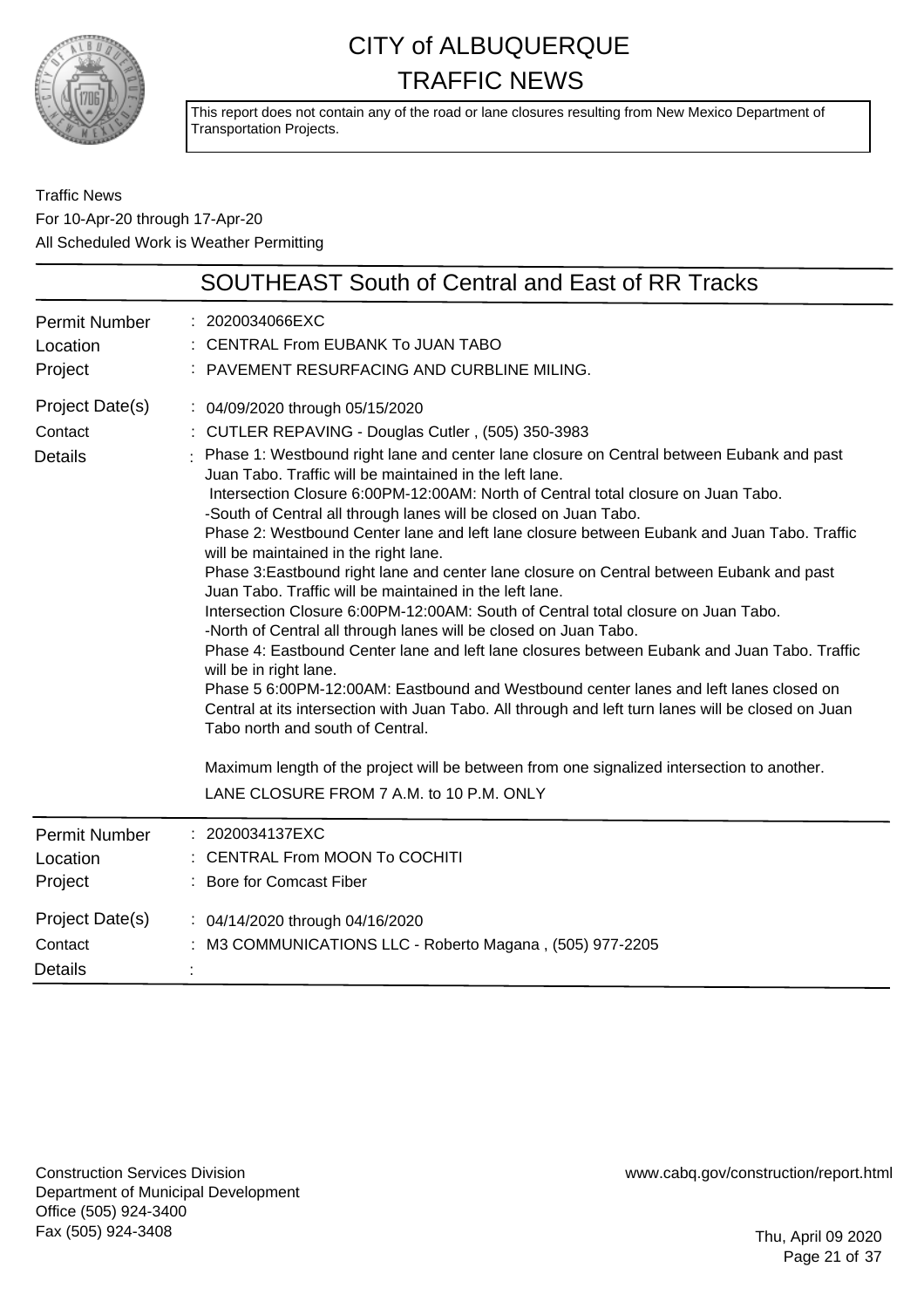# CITY of ALBUQUERQUE
# TRAFFIC NEWS

This report does not contain any of the road or lane closures resulting from New Mexico Department of Transportation Projects.

Traffic News
For 10-Apr-20 through 17-Apr-20
All Scheduled Work is Weather Permitting

## SOUTHEAST South of Central and East of RR Tracks

| | |
|---|---|
| Permit Number | : 2020034066EXC |
| Location | : CENTRAL From EUBANK To JUAN TABO |
| Project | : PAVEMENT RESURFACING AND CURBLINE MILING. |
| Project Date(s) | : 04/09/2020 through 05/15/2020 |
| Contact | : CUTLER REPAVING - Douglas Cutler , (505) 350-3983 |
| Details | : Phase 1: Westbound right lane and center lane closure on Central between Eubank and past Juan Tabo. Traffic will be maintained in the left lane. Intersection Closure 6:00PM-12:00AM: North of Central total closure on Juan Tabo. -South of Central all through lanes will be closed on Juan Tabo. Phase 2: Westbound Center lane and left lane closure between Eubank and Juan Tabo. Traffic will be maintained in the right lane. Phase 3:Eastbound right lane and center lane closure on Central between Eubank and past Juan Tabo. Traffic will be maintained in the left lane. Intersection Closure 6:00PM-12:00AM: South of Central total closure on Juan Tabo. -North of Central all through lanes will be closed on Juan Tabo. Phase 4: Eastbound Center lane and left lane closures between Eubank and Juan Tabo. Traffic will be in right lane. Phase 5 6:00PM-12:00AM: Eastbound and Westbound center lanes and left lanes closed on Central at its intersection with Juan Tabo. All through and left turn lanes will be closed on Juan Tabo north and south of Central.<br><br>Maximum length of the project will be between from one signalized intersection to another.<br>LANE CLOSURE FROM 7 A.M. to 10 P.M. ONLY |

| | |
|---|---|
| Permit Number | : 2020034137EXC |
| Location | : CENTRAL From MOON To COCHITI |
| Project | : Bore for Comcast Fiber |
| Project Date(s) | : 04/14/2020 through 04/16/2020 |
| Contact | : M3 COMMUNICATIONS LLC - Roberto Magana , (505) 977-2205 |
| Details | : |

Construction Services Division
Department of Municipal Development
Office (505) 924-3400
Fax (505) 924-3408

www.cabq.gov/construction/report.html

Thu, April 09 2020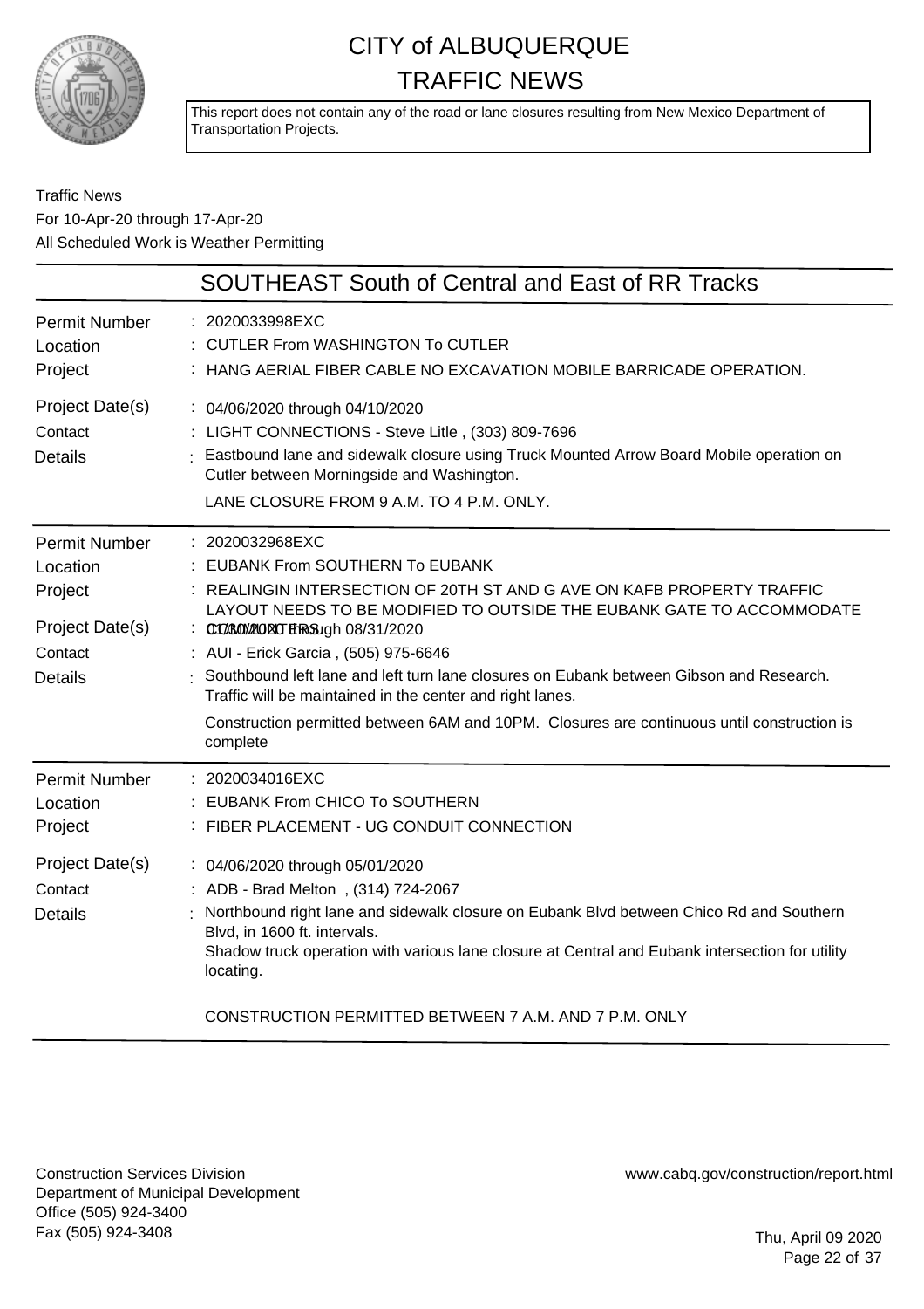# CITY of ALBUQUERQUE TRAFFIC NEWS

This report does not contain any of the road or lane closures resulting from New Mexico Department of Transportation Projects.

Traffic News
For 10-Apr-20 through 17-Apr-20
All Scheduled Work is Weather Permitting

## SOUTHEAST South of Central and East of RR Tracks

| | |
|---|---|
| Permit Number | : 2020033998EXC |
| Location | : CUTLER From WASHINGTON To CUTLER |
| Project | : HANG AERIAL FIBER CABLE NO EXCAVATION MOBILE BARRICADE OPERATION. |
| Project Date(s) | : 04/06/2020 through 04/10/2020 |
| Contact | : LIGHT CONNECTIONS - Steve Litle , (303) 809-7696 |
| Details | : Eastbound lane and sidewalk closure using Truck Mounted Arrow Board Mobile operation on Cutler between Morningside and Washington. LANE CLOSURE FROM 9 A.M. TO 4 P.M. ONLY. |

| | |
|---|---|
| Permit Number | : 2020032968EXC |
| Location | : EUBANK From SOUTHERN To EUBANK |
| Project | : REALINGIN INTERSECTION OF 20TH ST AND G AVE ON KAFB PROPERTY TRAFFIC LAYOUT NEEDS TO BE MODIFIED TO OUTSIDE THE EUBANK GATE TO ACCOMMODATE CONSTRUCTION ERS |
| Project Date(s) | : 01/30/2020 through 08/31/2020 |
| Contact | : AUI - Erick Garcia , (505) 975-6646 |
| Details | : Southbound left lane and left turn lane closures on Eubank between Gibson and Research. Traffic will be maintained in the center and right lanes. Construction permitted between 6AM and 10PM. Closures are continuous until construction is complete |

| | |
|---|---|
| Permit Number | : 2020034016EXC |
| Location | : EUBANK From CHICO To SOUTHERN |
| Project | : FIBER PLACEMENT - UG CONDUIT CONNECTION |
| Project Date(s) | : 04/06/2020 through 05/01/2020 |
| Contact | : ADB - Brad Melton , (314) 724-2067 |
| Details | : Northbound right lane and sidewalk closure on Eubank Blvd between Chico Rd and Southern Blvd, in 1600 ft. intervals. Shadow truck operation with various lane closure at Central and Eubank intersection for utility locating. CONSTRUCTION PERMITTED BETWEEN 7 A.M. AND 7 P.M. ONLY |

Construction Services Division
Department of Municipal Development
Office (505) 924-3400
Fax (505) 924-3408

www.cabq.gov/construction/report.html

Thu, April 09 2020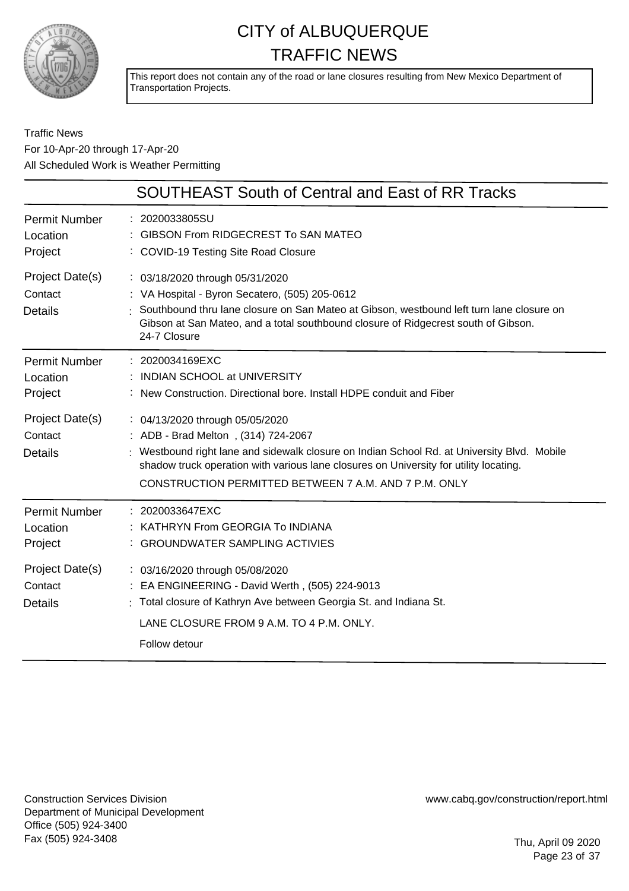# CITY of ALBUQUERQUE TRAFFIC NEWS

This report does not contain any of the road or lane closures resulting from New Mexico Department of Transportation Projects.

Traffic News
For 10-Apr-20 through 17-Apr-20
All Scheduled Work is Weather Permitting

## SOUTHEAST South of Central and East of RR Tracks

| | |
|---|---|
| Permit Number | : 2020033805SU |
| Location | : GIBSON From RIDGECREST To SAN MATEO |
| Project | : COVID-19 Testing Site Road Closure |
| Project Date(s) | : 03/18/2020 through 05/31/2020 |
| Contact | : VA Hospital - Byron Secatero, (505) 205-0612 |
| Details | : Southbound thru lane closure on San Mateo at Gibson, westbound left turn lane closure on Gibson at San Mateo, and a total southbound closure of Ridgecrest south of Gibson. 24-7 Closure |

| | |
|---|---|
| Permit Number | : 2020034169EXC |
| Location | : INDIAN SCHOOL at UNIVERSITY |
| Project | : New Construction. Directional bore. Install HDPE conduit and Fiber |
| Project Date(s) | : 04/13/2020 through 05/05/2020 |
| Contact | : ADB - Brad Melton , (314) 724-2067 |
| Details | : Westbound right lane and sidewalk closure on Indian School Rd. at University Blvd. Mobile shadow truck operation with various lane closures on University for utility locating. CONSTRUCTION PERMITTED BETWEEN 7 A.M. AND 7 P.M. ONLY |

| | |
|---|---|
| Permit Number | : 2020033647EXC |
| Location | : KATHRYN From GEORGIA To INDIANA |
| Project | : GROUNDWATER SAMPLING ACTIVIES |
| Project Date(s) | : 03/16/2020 through 05/08/2020 |
| Contact | : EA ENGINEERING - David Werth , (505) 224-9013 |
| Details | : Total closure of Kathryn Ave between Georgia St. and Indiana St. LANE CLOSURE FROM 9 A.M. TO 4 P.M. ONLY. Follow detour |

Construction Services Division
Department of Municipal Development
Office (505) 924-3400
Fax (505) 924-3408

www.cabq.gov/construction/report.html

Thu, April 09 2020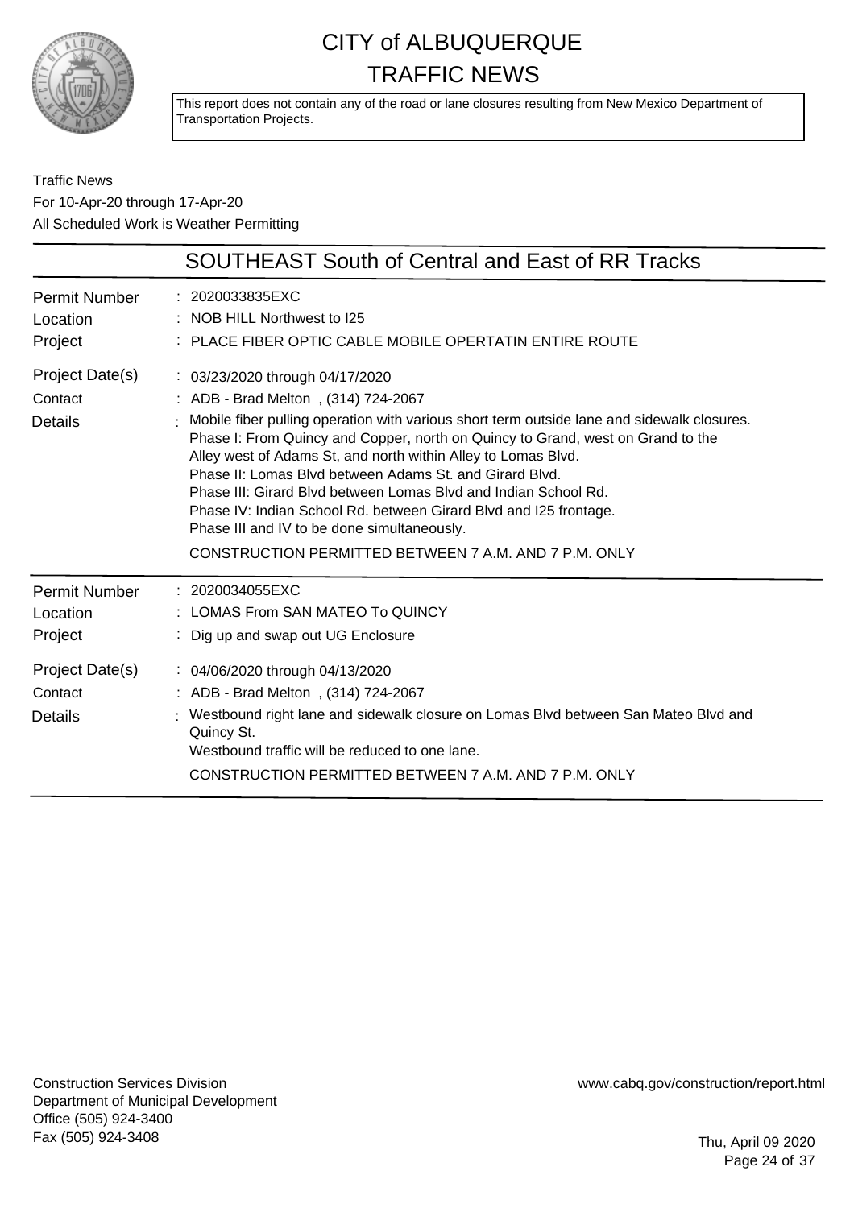# CITY of ALBUQUERQUE TRAFFIC NEWS

This report does not contain any of the road or lane closures resulting from New Mexico Department of Transportation Projects.

Traffic News
For 10-Apr-20 through 17-Apr-20
All Scheduled Work is Weather Permitting

## SOUTHEAST South of Central and East of RR Tracks

| | |
|---|---|
| Permit Number | : 2020033835EXC |
| Location | : NOB HILL Northwest to I25 |
| Project | : PLACE FIBER OPTIC CABLE MOBILE OPERTATIN ENTIRE ROUTE |
| Project Date(s) | : 03/23/2020 through 04/17/2020 |
| Contact | : ADB - Brad Melton , (314) 724-2067 |
| Details | : Mobile fiber pulling operation with various short term outside lane and sidewalk closures. Phase I: From Quincy and Copper, north on Quincy to Grand, west on Grand to the Alley west of Adams St, and north within Alley to Lomas Blvd. Phase II: Lomas Blvd between Adams St. and Girard Blvd. Phase III: Girard Blvd between Lomas Blvd and Indian School Rd. Phase IV: Indian School Rd. between Girard Blvd and I25 frontage. Phase III and IV to be done simultaneously. CONSTRUCTION PERMITTED BETWEEN 7 A.M. AND 7 P.M. ONLY |

| | |
|---|---|
| Permit Number | : 2020034055EXC |
| Location | : LOMAS From SAN MATEO To QUINCY |
| Project | : Dig up and swap out UG Enclosure |
| Project Date(s) | : 04/06/2020 through 04/13/2020 |
| Contact | : ADB - Brad Melton , (314) 724-2067 |
| Details | : Westbound right lane and sidewalk closure on Lomas Blvd between San Mateo Blvd and Quincy St. Westbound traffic will be reduced to one lane. CONSTRUCTION PERMITTED BETWEEN 7 A.M. AND 7 P.M. ONLY |

Construction Services Division
Department of Municipal Development
Office (505) 924-3400
Fax (505) 924-3408

www.cabq.gov/construction/report.html

Thu, April 09 2020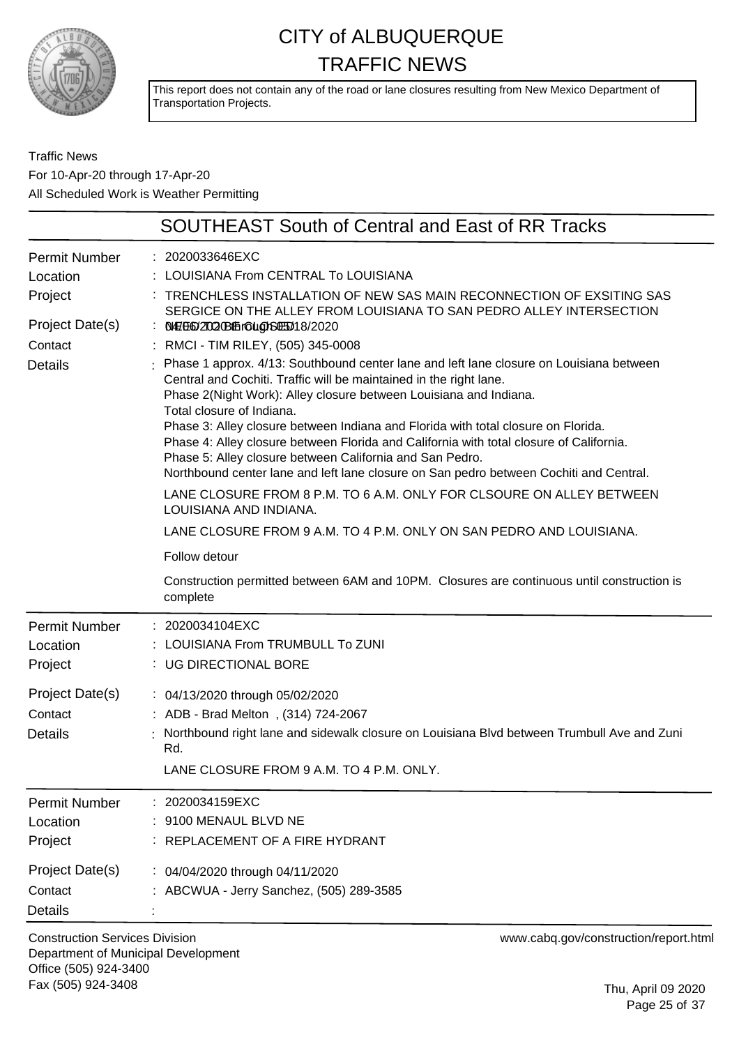# CITY of ALBUQUERQUE
# TRAFFIC NEWS

This report does not contain any of the road or lane closures resulting from New Mexico Department of Transportation Projects.

Traffic News
For 10-Apr-20 through 17-Apr-20
All Scheduled Work is Weather Permitting

## SOUTHEAST South of Central and East of RR Tracks

| | |
|---|---|
| Permit Number | : 2020033646EXC |
| Location | : LOUISIANA From CENTRAL To LOUISIANA |
| Project | : TRENCHLESS INSTALLATION OF NEW SAS MAIN RECONNECTION OF EXSITING SAS SERGICE ON THE ALLEY FROM LOUISIANA TO SAN PEDRO ALLEY INTERSECTION |
| Project Date(s) | : 04/06/2020 through 05/18/2020 |
| Contact | : RMCI - TIM RILEY, (505) 345-0008 |
| Details | : Phase 1 approx. 4/13: Southbound center lane and left lane closure on Louisiana between Central and Cochiti. Traffic will be maintained in the right lane.<br>Phase 2(Night Work): Alley closure between Louisiana and Indiana.<br>Total closure of Indiana.<br>Phase 3: Alley closure between Indiana and Florida with total closure on Florida.<br>Phase 4: Alley closure between Florida and California with total closure of California.<br>Phase 5: Alley closure between California and San Pedro.<br>Northbound center lane and left lane closure on San pedro between Cochiti and Central.<br><br>LANE CLOSURE FROM 8 P.M. TO 6 A.M. ONLY FOR CLSOURE ON ALLEY BETWEEN LOUISIANA AND INDIANA.<br><br>LANE CLOSURE FROM 9 A.M. TO 4 P.M. ONLY ON SAN PEDRO AND LOUISIANA.<br><br>Follow detour<br><br>Construction permitted between 6AM and 10PM. Closures are continuous until construction is complete |

| | |
|---|---|
| Permit Number | : 2020034104EXC |
| Location | : LOUISIANA From TRUMBULL To ZUNI |
| Project | : UG DIRECTIONAL BORE |
| Project Date(s) | : 04/13/2020 through 05/02/2020 |
| Contact | : ADB - Brad Melton , (314) 724-2067 |
| Details | : Northbound right lane and sidewalk closure on Louisiana Blvd between Trumbull Ave and Zuni Rd.<br><br>LANE CLOSURE FROM 9 A.M. TO 4 P.M. ONLY. |

| | |
|---|---|
| Permit Number | : 2020034159EXC |
| Location | : 9100 MENAUL BLVD NE |
| Project | : REPLACEMENT OF A FIRE HYDRANT |
| Project Date(s) | : 04/04/2020 through 04/11/2020 |
| Contact | : ABCWUA - Jerry Sanchez, (505) 289-3585 |
| Details | : |

Construction Services Division
Department of Municipal Development
Office (505) 924-3400
Fax (505) 924-3408

www.cabq.gov/construction/report.html

Thu, April 09 2020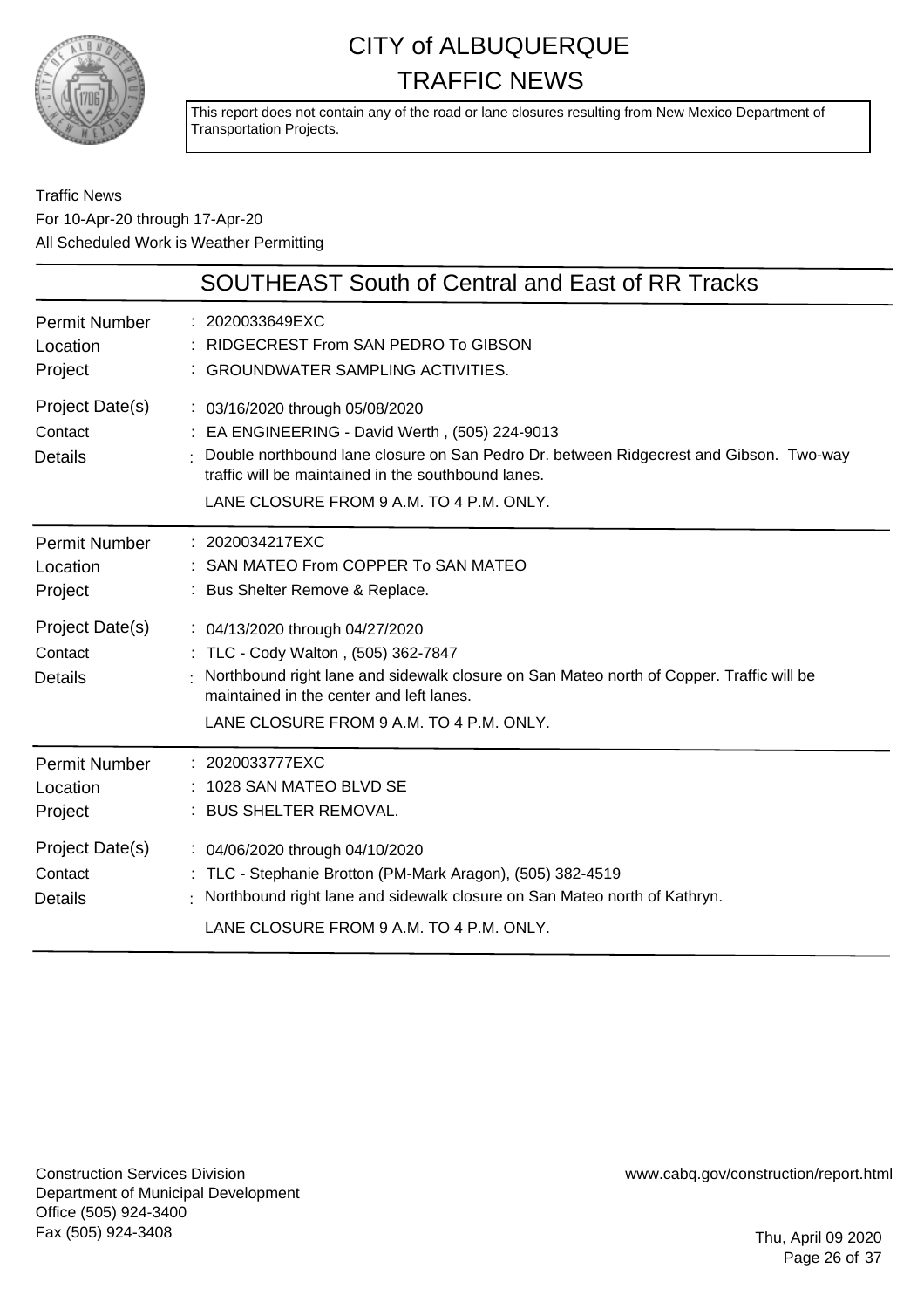# CITY of ALBUQUERQUE TRAFFIC NEWS

This report does not contain any of the road or lane closures resulting from New Mexico Department of Transportation Projects.

Traffic News
For 10-Apr-20 through 17-Apr-20
All Scheduled Work is Weather Permitting

## SOUTHEAST South of Central and East of RR Tracks

| | |
|---|---|
| Permit Number | 2020033649EXC |
| Location | RIDGECREST From SAN PEDRO To GIBSON |
| Project | GROUNDWATER SAMPLING ACTIVITIES. |
| Project Date(s) | 03/16/2020 through 05/08/2020 |
| Contact | EA ENGINEERING - David Werth , (505) 224-9013 |
| Details | Double northbound lane closure on San Pedro Dr. between Ridgecrest and Gibson. Two-way traffic will be maintained in the southbound lanes. LANE CLOSURE FROM 9 A.M. TO 4 P.M. ONLY. |

| | |
|---|---|
| Permit Number | 2020034217EXC |
| Location | SAN MATEO From COPPER To SAN MATEO |
| Project | Bus Shelter Remove & Replace. |
| Project Date(s) | 04/13/2020 through 04/27/2020 |
| Contact | TLC - Cody Walton , (505) 362-7847 |
| Details | Northbound right lane and sidewalk closure on San Mateo north of Copper. Traffic will be maintained in the center and left lanes. LANE CLOSURE FROM 9 A.M. TO 4 P.M. ONLY. |

| | |
|---|---|
| Permit Number | 2020033777EXC |
| Location | 1028 SAN MATEO BLVD SE |
| Project | BUS SHELTER REMOVAL. |
| Project Date(s) | 04/06/2020 through 04/10/2020 |
| Contact | TLC - Stephanie Brotton (PM-Mark Aragon), (505) 382-4519 |
| Details | Northbound right lane and sidewalk closure on San Mateo north of Kathryn. LANE CLOSURE FROM 9 A.M. TO 4 P.M. ONLY. |

Construction Services Division
Department of Municipal Development
Office (505) 924-3400
Fax (505) 924-3408

www.cabq.gov/construction/report.html

Thu, April 09 2020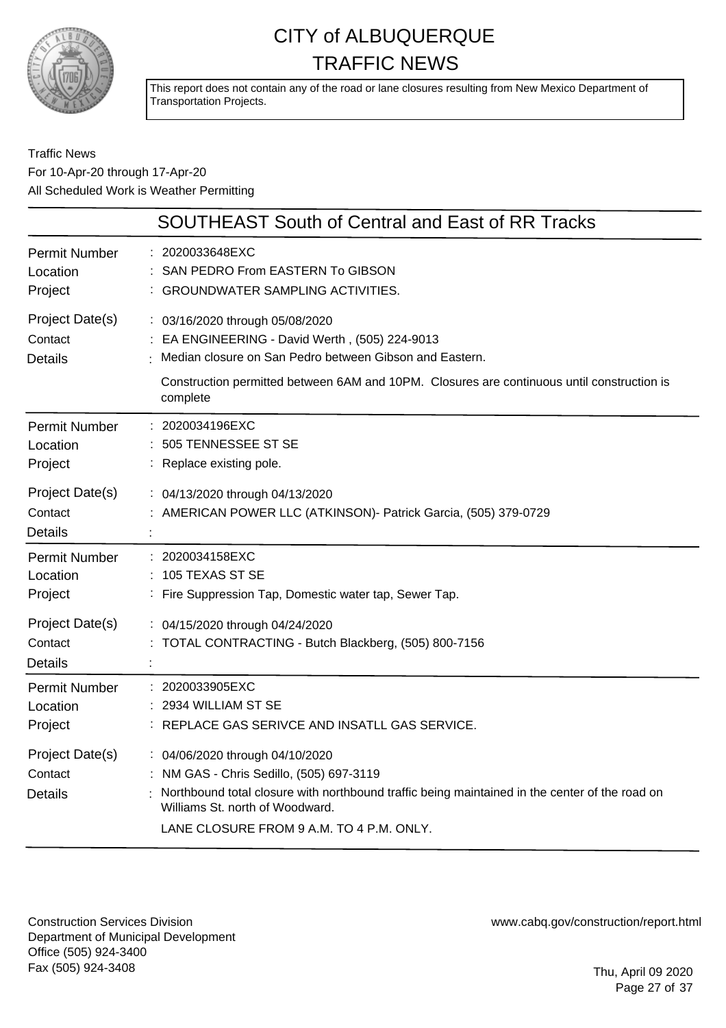# CITY of ALBUQUERQUE
# TRAFFIC NEWS

This report does not contain any of the road or lane closures resulting from New Mexico Department of Transportation Projects.

Traffic News
For 10-Apr-20 through 17-Apr-20
All Scheduled Work is Weather Permitting

## SOUTHEAST South of Central and East of RR Tracks

| | |
|---|---|
| Permit Number | : 2020033648EXC |
| Location | : SAN PEDRO From EASTERN To GIBSON |
| Project | : GROUNDWATER SAMPLING ACTIVITIES. |
| Project Date(s) | : 03/16/2020 through 05/08/2020 |
| Contact | : EA ENGINEERING - David Werth , (505) 224-9013 |
| Details | : Median closure on San Pedro between Gibson and Eastern.<br>Construction permitted between 6AM and 10PM. Closures are continuous until construction is complete |

| | |
|---|---|
| Permit Number | : 2020034196EXC |
| Location | : 505 TENNESSEE ST SE |
| Project | : Replace existing pole. |
| Project Date(s) | : 04/13/2020 through 04/13/2020 |
| Contact | : AMERICAN POWER LLC (ATKINSON)- Patrick Garcia, (505) 379-0729 |
| Details | : |

| | |
|---|---|
| Permit Number | : 2020034158EXC |
| Location | : 105 TEXAS ST SE |
| Project | : Fire Suppression Tap, Domestic water tap, Sewer Tap. |
| Project Date(s) | : 04/15/2020 through 04/24/2020 |
| Contact | : TOTAL CONTRACTING - Butch Blackberg, (505) 800-7156 |
| Details | : |

| | |
|---|---|
| Permit Number | : 2020033905EXC |
| Location | : 2934 WILLIAM ST SE |
| Project | : REPLACE GAS SERIVCE AND INSATLL GAS SERVICE. |
| Project Date(s) | : 04/06/2020 through 04/10/2020 |
| Contact | : NM GAS - Chris Sedillo, (505) 697-3119 |
| Details | : Northbound total closure with northbound traffic being maintained in the center of the road on Williams St. north of Woodward.<br>LANE CLOSURE FROM 9 A.M. TO 4 P.M. ONLY. |

Construction Services Division
Department of Municipal Development
Office (505) 924-3400
Fax (505) 924-3408

www.cabq.gov/construction/report.html

Thu, April 09 2020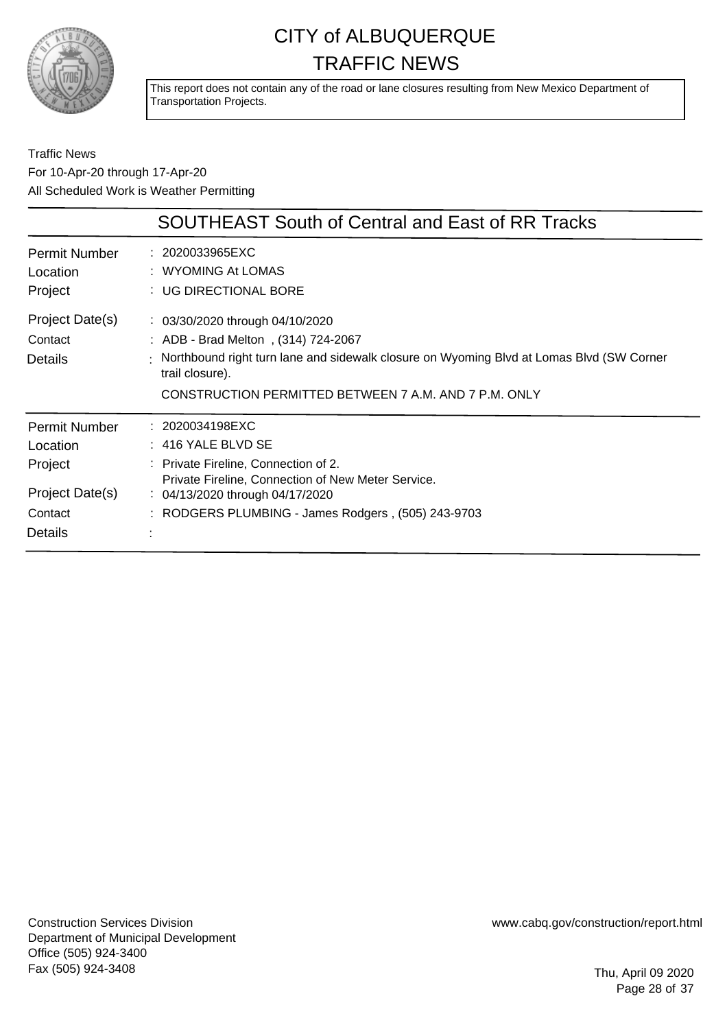# CITY of ALBUQUERQUE TRAFFIC NEWS

This report does not contain any of the road or lane closures resulting from New Mexico Department of Transportation Projects.

Traffic News
For 10-Apr-20 through 17-Apr-20
All Scheduled Work is Weather Permitting

## SOUTHEAST South of Central and East of RR Tracks

| | |
|---|---|
| Permit Number | : 2020033965EXC |
| Location | : WYOMING At LOMAS |
| Project | : UG DIRECTIONAL BORE |
| Project Date(s) | : 03/30/2020 through 04/10/2020 |
| Contact | : ADB - Brad Melton , (314) 724-2067 |
| Details | : Northbound right turn lane and sidewalk closure on Wyoming Blvd at Lomas Blvd (SW Corner trail closure). CONSTRUCTION PERMITTED BETWEEN 7 A.M. AND 7 P.M. ONLY |

| | |
|---|---|
| Permit Number | : 2020034198EXC |
| Location | : 416 YALE BLVD SE |
| Project | : Private Fireline, Connection of 2. Private Fireline, Connection of New Meter Service. |
| Project Date(s) | : 04/13/2020 through 04/17/2020 |
| Contact | : RODGERS PLUMBING - James Rodgers , (505) 243-9703 |
| Details | : |

Construction Services Division
Department of Municipal Development
Office (505) 924-3400
Fax (505) 924-3408

www.cabq.gov/construction/report.html

Thu, April 09 2020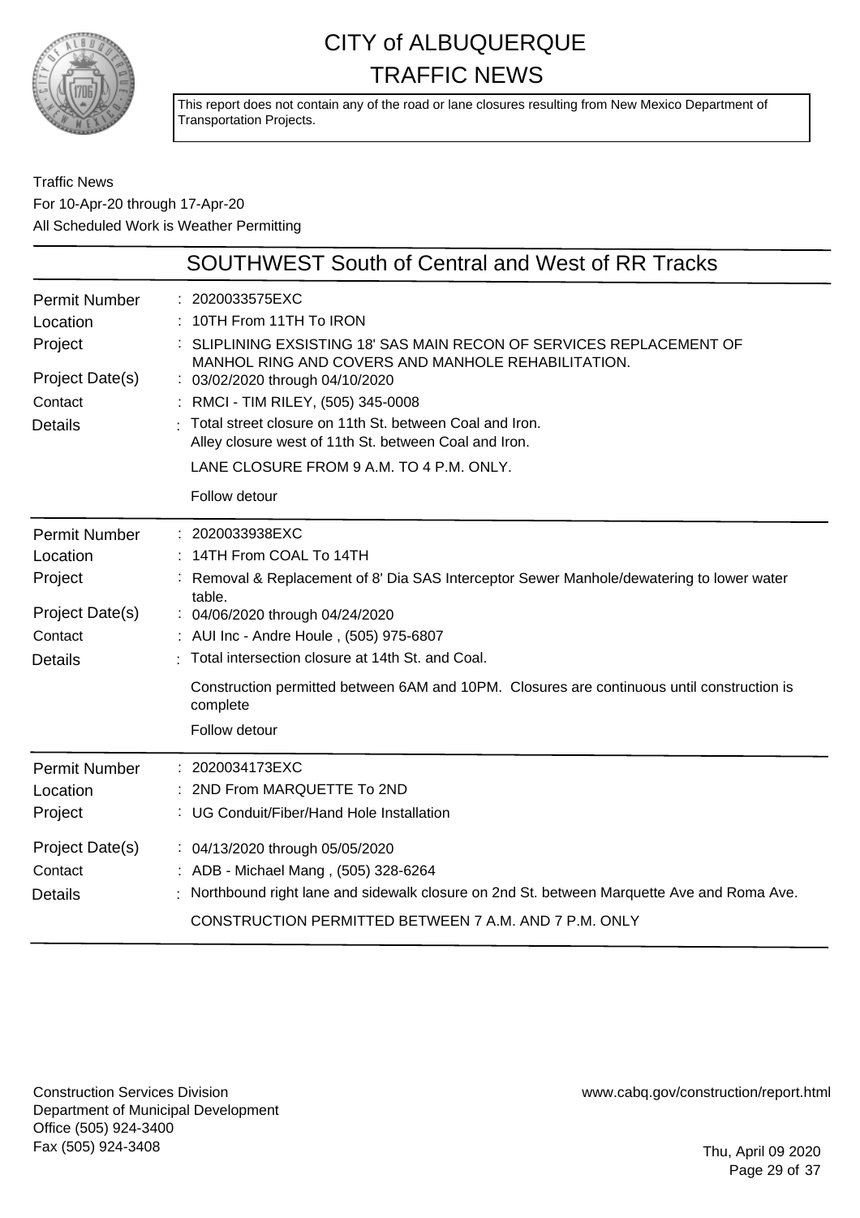# CITY of ALBUQUERQUE TRAFFIC NEWS

This report does not contain any of the road or lane closures resulting from New Mexico Department of Transportation Projects.

Traffic News
For 10-Apr-20 through 17-Apr-20
All Scheduled Work is Weather Permitting

## SOUTHWEST South of Central and West of RR Tracks

| | |
|---|---|
| Permit Number | : 2020033575EXC |
| Location | : 10TH From 11TH To IRON |
| Project | : SLIPLINING EXSISTING 18' SAS MAIN RECON OF SERVICES REPLACEMENT OF MANHOL RING AND COVERS AND MANHOLE REHABILITATION. |
| Project Date(s) | : 03/02/2020 through 04/10/2020 |
| Contact | : RMCI - TIM RILEY, (505) 345-0008 |
| Details | : Total street closure on 11th St. between Coal and Iron. Alley closure west of 11th St. between Coal and Iron. LANE CLOSURE FROM 9 A.M. TO 4 P.M. ONLY. Follow detour |

| | |
|---|---|
| Permit Number | : 2020033938EXC |
| Location | : 14TH From COAL To 14TH |
| Project | : Removal & Replacement of 8' Dia SAS Interceptor Sewer Manhole/dewatering to lower water table. |
| Project Date(s) | : 04/06/2020 through 04/24/2020 |
| Contact | : AUI Inc - Andre Houle , (505) 975-6807 |
| Details | : Total intersection closure at 14th St. and Coal. Construction permitted between 6AM and 10PM. Closures are continuous until construction is complete Follow detour |

| | |
|---|---|
| Permit Number | : 2020034173EXC |
| Location | : 2ND From MARQUETTE To 2ND |
| Project | : UG Conduit/Fiber/Hand Hole Installation |
| Project Date(s) | : 04/13/2020 through 05/05/2020 |
| Contact | : ADB - Michael Mang , (505) 328-6264 |
| Details | : Northbound right lane and sidewalk closure on 2nd St. between Marquette Ave and Roma Ave. CONSTRUCTION PERMITTED BETWEEN 7 A.M. AND 7 P.M. ONLY |

Construction Services Division
Department of Municipal Development
Office (505) 924-3400
Fax (505) 924-3408

www.cabq.gov/construction/report.html

Thu, April 09 2020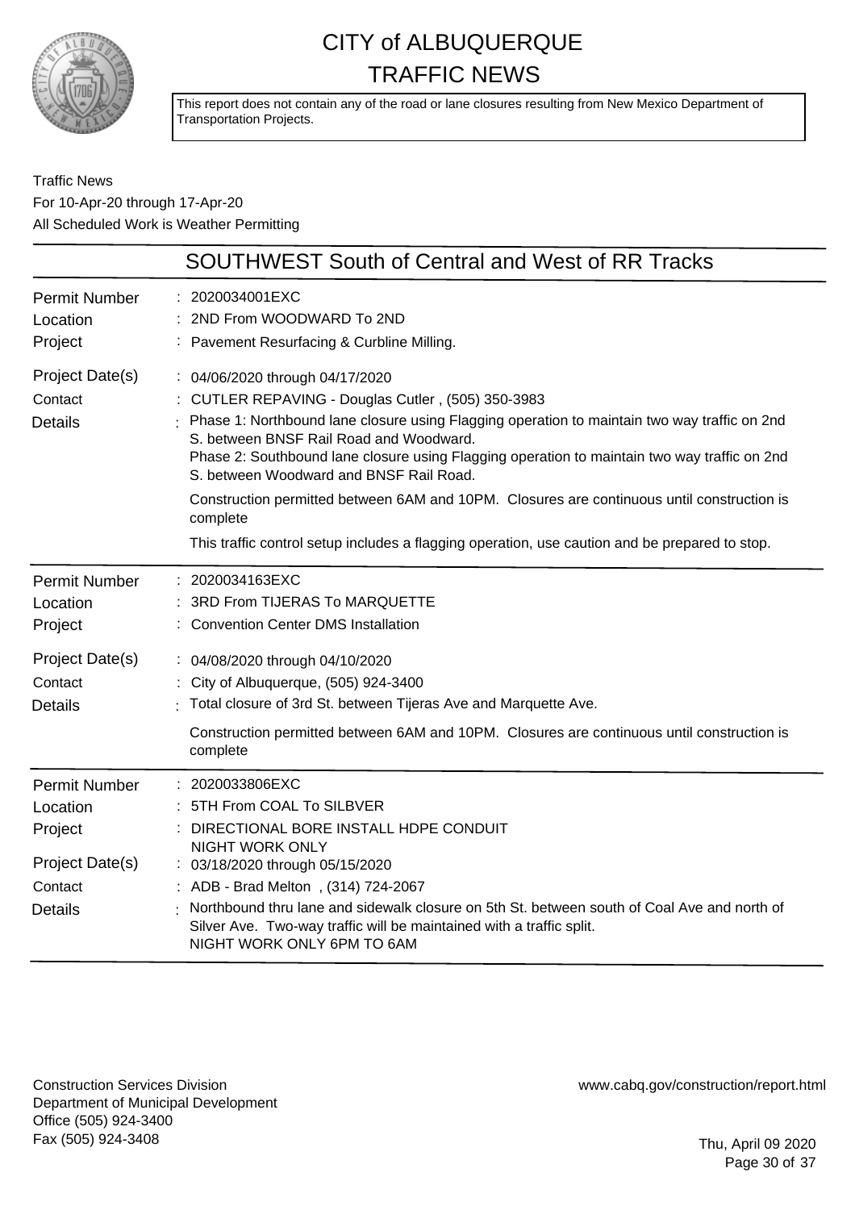# CITY of ALBUQUERQUE
# TRAFFIC NEWS

This report does not contain any of the road or lane closures resulting from New Mexico Department of Transportation Projects.

Traffic News
For 10-Apr-20 through 17-Apr-20
All Scheduled Work is Weather Permitting

## SOUTHWEST South of Central and West of RR Tracks

| | |
|---|---|
| Permit Number | 2020034001EXC |
| Location | 2ND From WOODWARD To 2ND |
| Project | Pavement Resurfacing & Curbline Milling. |
| Project Date(s) | 04/06/2020 through 04/17/2020 |
| Contact | CUTLER REPAVING - Douglas Cutler , (505) 350-3983 |
| Details | Phase 1: Northbound lane closure using Flagging operation to maintain two way traffic on 2nd S. between BNSF Rail Road and Woodward.<br>Phase 2: Southbound lane closure using Flagging operation to maintain two way traffic on 2nd S. between Woodward and BNSF Rail Road.<br><br>Construction permitted between 6AM and 10PM. Closures are continuous until construction is complete<br><br>This traffic control setup includes a flagging operation, use caution and be prepared to stop. |

| | |
|---|---|
| Permit Number | 2020034163EXC |
| Location | 3RD From TIJERAS To MARQUETTE |
| Project | Convention Center DMS Installation |
| Project Date(s) | 04/08/2020 through 04/10/2020 |
| Contact | City of Albuquerque, (505) 924-3400 |
| Details | Total closure of 3rd St. between Tijeras Ave and Marquette Ave.<br><br>Construction permitted between 6AM and 10PM. Closures are continuous until construction is complete |

| | |
|---|---|
| Permit Number | 2020033806EXC |
| Location | 5TH From COAL To SILBVER |
| Project | DIRECTIONAL BORE INSTALL HDPE CONDUIT<br>NIGHT WORK ONLY |
| Project Date(s) | 03/18/2020 through 05/15/2020 |
| Contact | ADB - Brad Melton , (314) 724-2067 |
| Details | Northbound thru lane and sidewalk closure on 5th St. between south of Coal Ave and north of Silver Ave. Two-way traffic will be maintained with a traffic split.<br>NIGHT WORK ONLY 6PM TO 6AM |

Construction Services Division
Department of Municipal Development
Office (505) 924-3400
Fax (505) 924-3408

www.cabq.gov/construction/report.html

Thu, April 09 2020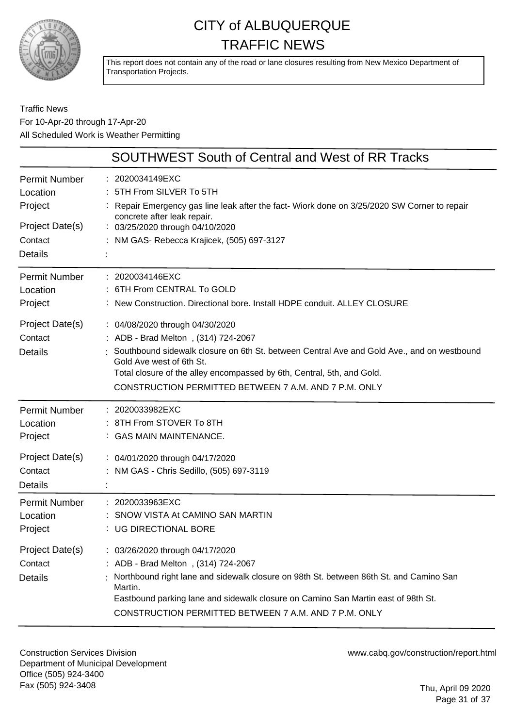# CITY of ALBUQUERQUE TRAFFIC NEWS

This report does not contain any of the road or lane closures resulting from New Mexico Department of Transportation Projects.

Traffic News
For 10-Apr-20 through 17-Apr-20
All Scheduled Work is Weather Permitting

## SOUTHWEST South of Central and West of RR Tracks

| | |
|---|---|
| Permit Number | : 2020034149EXC |
| Location | : 5TH From SILVER To 5TH |
| Project | : Repair Emergency gas line leak after the fact- Wiork done on 3/25/2020 SW Corner to repair concrete after leak repair. |
| Project Date(s) | : 03/25/2020 through 04/10/2020 |
| Contact | : NM GAS- Rebecca Krajicek, (505) 697-3127 |
| Details | : |

| | |
|---|---|
| Permit Number | : 2020034146EXC |
| Location | : 6TH From CENTRAL To GOLD |
| Project | : New Construction. Directional bore. Install HDPE conduit. ALLEY CLOSURE |
| Project Date(s) | : 04/08/2020 through 04/30/2020 |
| Contact | : ADB - Brad Melton , (314) 724-2067 |
| Details | : Southbound sidewalk closure on 6th St. between Central Ave and Gold Ave., and on westbound Gold Ave west of 6th St.<br>Total closure of the alley encompassed by 6th, Central, 5th, and Gold.<br>CONSTRUCTION PERMITTED BETWEEN 7 A.M. AND 7 P.M. ONLY |

| | |
|---|---|
| Permit Number | : 2020033982EXC |
| Location | : 8TH From STOVER To 8TH |
| Project | : GAS MAIN MAINTENANCE. |
| Project Date(s) | : 04/01/2020 through 04/17/2020 |
| Contact | : NM GAS - Chris Sedillo, (505) 697-3119 |
| Details | : |

| | |
|---|---|
| Permit Number | : 2020033963EXC |
| Location | : SNOW VISTA At CAMINO SAN MARTIN |
| Project | : UG DIRECTIONAL BORE |
| Project Date(s) | : 03/26/2020 through 04/17/2020 |
| Contact | : ADB - Brad Melton , (314) 724-2067 |
| Details | : Northbound right lane and sidewalk closure on 98th St. between 86th St. and Camino San Martin.<br>Eastbound parking lane and sidewalk closure on Camino San Martin east of 98th St.<br>CONSTRUCTION PERMITTED BETWEEN 7 A.M. AND 7 P.M. ONLY |

Construction Services Division
Department of Municipal Development
Office (505) 924-3400
Fax (505) 924-3408

www.cabq.gov/construction/report.html

Thu, April 09 2020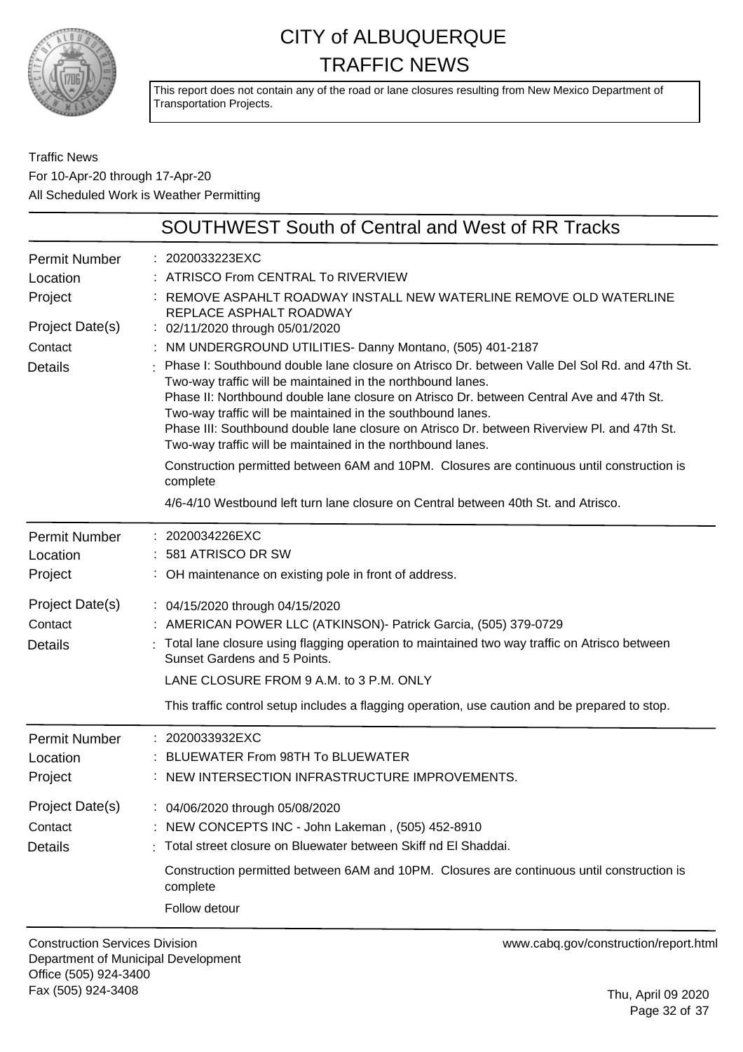# CITY of ALBUQUERQUE
# TRAFFIC NEWS

This report does not contain any of the road or lane closures resulting from New Mexico Department of Transportation Projects.

Traffic News
For 10-Apr-20 through 17-Apr-20
All Scheduled Work is Weather Permitting

## SOUTHWEST South of Central and West of RR Tracks

**Permit Number** : 2020033223EXC
**Location** : ATRISCO From CENTRAL To RIVERVIEW
**Project** : REMOVE ASPAHLT ROADWAY INSTALL NEW WATERLINE REMOVE OLD WATERLINE REPLACE ASPHALT ROADWAY
**Project Date(s)** : 02/11/2020 through 05/01/2020
**Contact** : NM UNDERGROUND UTILITIES- Danny Montano, (505) 401-2187
**Details** : Phase I: Southbound double lane closure on Atrisco Dr. between Valle Del Sol Rd. and 47th St. Two-way traffic will be maintained in the northbound lanes.
Phase II: Northbound double lane closure on Atrisco Dr. between Central Ave and 47th St. Two-way traffic will be maintained in the southbound lanes.
Phase III: Southbound double lane closure on Atrisco Dr. between Riverview Pl. and 47th St. Two-way traffic will be maintained in the northbound lanes.

Construction permitted between 6AM and 10PM. Closures are continuous until construction is complete

4/6-4/10 Westbound left turn lane closure on Central between 40th St. and Atrisco.

---

**Permit Number** : 2020034226EXC
**Location** : 581 ATRISCO DR SW
**Project** : OH maintenance on existing pole in front of address.
**Project Date(s)** : 04/15/2020 through 04/15/2020
**Contact** : AMERICAN POWER LLC (ATKINSON)- Patrick Garcia, (505) 379-0729
**Details** : Total lane closure using flagging operation to maintained two way traffic on Atrisco between Sunset Gardens and 5 Points.

LANE CLOSURE FROM 9 A.M. to 3 P.M. ONLY

This traffic control setup includes a flagging operation, use caution and be prepared to stop.

---

**Permit Number** : 2020033932EXC
**Location** : BLUEWATER From 98TH To BLUEWATER
**Project** : NEW INTERSECTION INFRASTRUCTURE IMPROVEMENTS.
**Project Date(s)** : 04/06/2020 through 05/08/2020
**Contact** : NEW CONCEPTS INC - John Lakeman , (505) 452-8910
**Details** : Total street closure on Bluewater between Skiff nd El Shaddai.

Construction permitted between 6AM and 10PM. Closures are continuous until construction is complete

Follow detour

---

Construction Services Division
Department of Municipal Development
Office (505) 924-3400
Fax (505) 924-3408

www.cabq.gov/construction/report.html

Thu, April 09 2020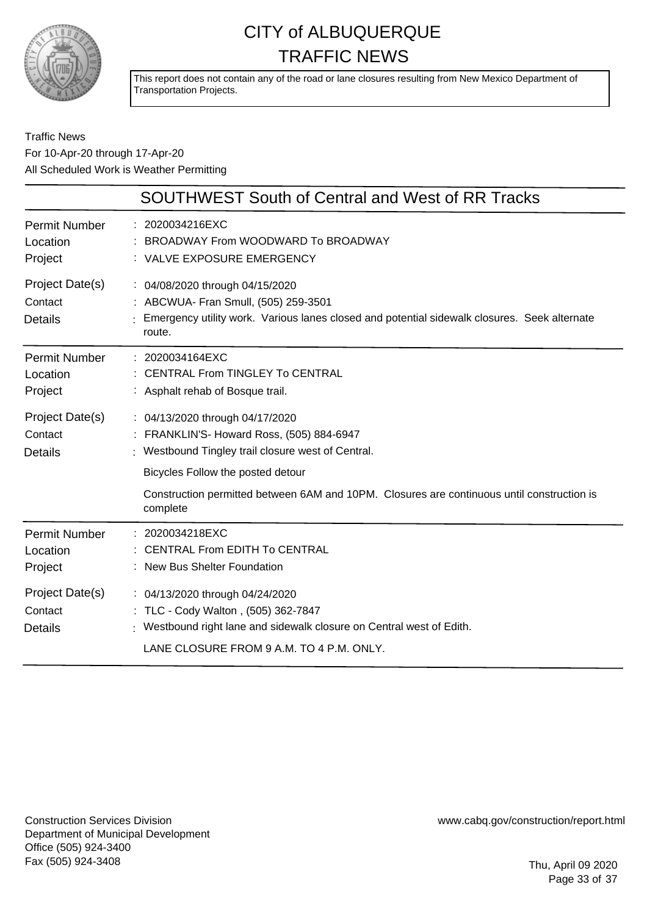# CITY of ALBUQUERQUE TRAFFIC NEWS

This report does not contain any of the road or lane closures resulting from New Mexico Department of Transportation Projects.

Traffic News
For 10-Apr-20 through 17-Apr-20
All Scheduled Work is Weather Permitting

## SOUTHWEST South of Central and West of RR Tracks

| | |
|---|---|
| Permit Number | 2020034216EXC |
| Location | BROADWAY From WOODWARD To BROADWAY |
| Project | VALVE EXPOSURE EMERGENCY |
| Project Date(s) | 04/08/2020 through 04/15/2020 |
| Contact | ABCWUA- Fran Smull, (505) 259-3501 |
| Details | Emergency utility work. Various lanes closed and potential sidewalk closures. Seek alternate route. |

| | |
|---|---|
| Permit Number | 2020034164EXC |
| Location | CENTRAL From TINGLEY To CENTRAL |
| Project | Asphalt rehab of Bosque trail. |
| Project Date(s) | 04/13/2020 through 04/17/2020 |
| Contact | FRANKLIN'S- Howard Ross, (505) 884-6947 |
| Details | Westbound Tingley trail closure west of Central.<br><br>Bicycles Follow the posted detour<br><br>Construction permitted between 6AM and 10PM. Closures are continuous until construction is complete |

| | |
|---|---|
| Permit Number | 2020034218EXC |
| Location | CENTRAL From EDITH To CENTRAL |
| Project | New Bus Shelter Foundation |
| Project Date(s) | 04/13/2020 through 04/24/2020 |
| Contact | TLC - Cody Walton , (505) 362-7847 |
| Details | Westbound right lane and sidewalk closure on Central west of Edith.<br><br>LANE CLOSURE FROM 9 A.M. TO 4 P.M. ONLY. |

Construction Services Division
Department of Municipal Development
Office (505) 924-3400
Fax (505) 924-3408

www.cabq.gov/construction/report.html

Thu, April 09 2020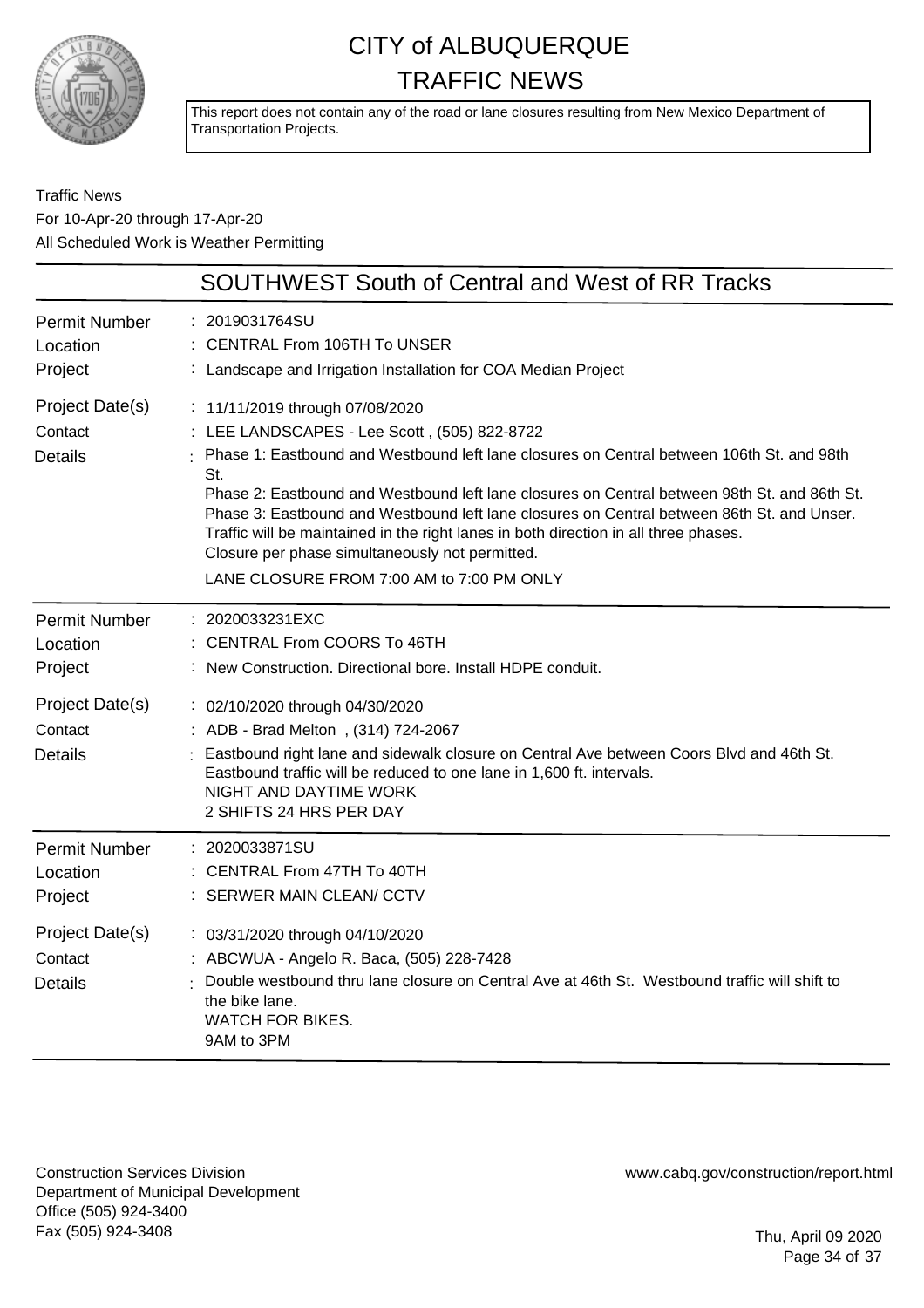# CITY of ALBUQUERQUE
# TRAFFIC NEWS

This report does not contain any of the road or lane closures resulting from New Mexico Department of Transportation Projects.

Traffic News
For 10-Apr-20 through 17-Apr-20
All Scheduled Work is Weather Permitting

## SOUTHWEST South of Central and West of RR Tracks

| | |
|---|---|
| Permit Number | : 2019031764SU |
| Location | : CENTRAL From 106TH To UNSER |
| Project | : Landscape and Irrigation Installation for COA Median Project |
| Project Date(s) | : 11/11/2019 through 07/08/2020 |
| Contact | : LEE LANDSCAPES - Lee Scott , (505) 822-8722 |
| Details | : Phase 1: Eastbound and Westbound left lane closures on Central between 106th St. and 98th St.<br>Phase 2: Eastbound and Westbound left lane closures on Central between 98th St. and 86th St.<br>Phase 3: Eastbound and Westbound left lane closures on Central between 86th St. and Unser.<br>Traffic will be maintained in the right lanes in both direction in all three phases.<br>Closure per phase simultaneously not permitted.<br>LANE CLOSURE FROM 7:00 AM to 7:00 PM ONLY |

| | |
|---|---|
| Permit Number | : 2020033231EXC |
| Location | : CENTRAL From COORS To 46TH |
| Project | : New Construction. Directional bore. Install HDPE conduit. |
| Project Date(s) | : 02/10/2020 through 04/30/2020 |
| Contact | : ADB - Brad Melton , (314) 724-2067 |
| Details | : Eastbound right lane and sidewalk closure on Central Ave between Coors Blvd and 46th St.<br>Eastbound traffic will be reduced to one lane in 1,600 ft. intervals.<br>NIGHT AND DAYTIME WORK<br>2 SHIFTS 24 HRS PER DAY |

| | |
|---|---|
| Permit Number | : 2020033871SU |
| Location | : CENTRAL From 47TH To 40TH |
| Project | : SERWER MAIN CLEAN/ CCTV |
| Project Date(s) | : 03/31/2020 through 04/10/2020 |
| Contact | : ABCWUA - Angelo R. Baca, (505) 228-7428 |
| Details | : Double westbound thru lane closure on Central Ave at 46th St. Westbound traffic will shift to the bike lane.<br>WATCH FOR BIKES.<br>9AM to 3PM |

Construction Services Division
Department of Municipal Development
Office (505) 924-3400
Fax (505) 924-3408

www.cabq.gov/construction/report.html

Thu, April 09 2020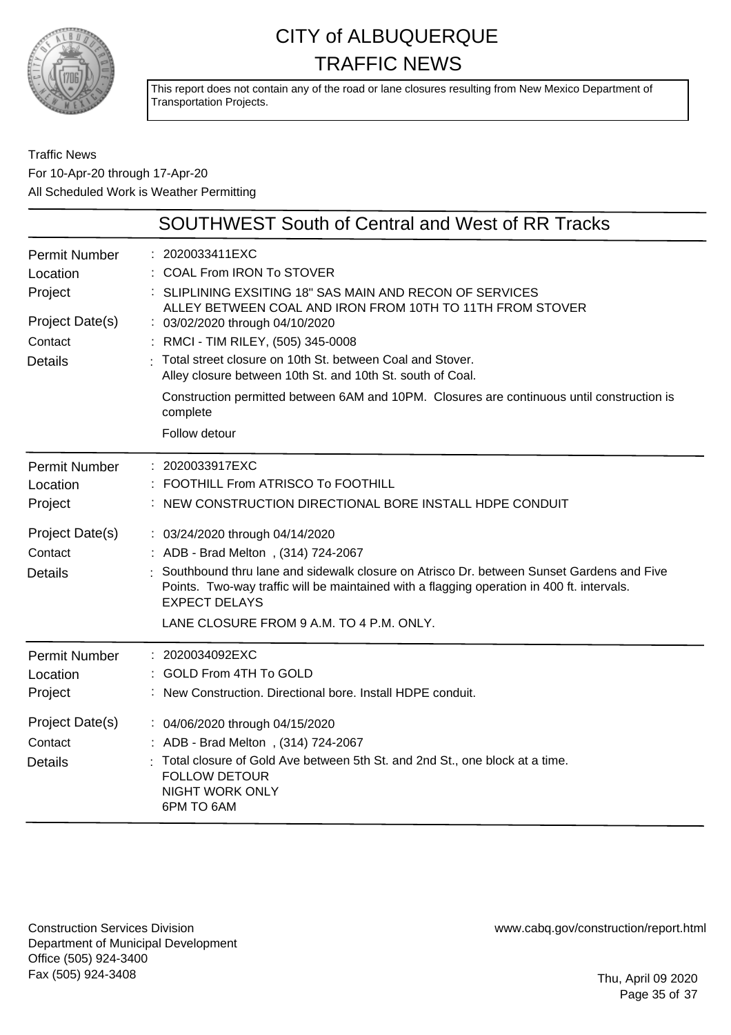# CITY of ALBUQUERQUE TRAFFIC NEWS

This report does not contain any of the road or lane closures resulting from New Mexico Department of Transportation Projects.

Traffic News
For 10-Apr-20 through 17-Apr-20
All Scheduled Work is Weather Permitting

## SOUTHWEST South of Central and West of RR Tracks

| | |
|---|---|
| Permit Number | 2020033411EXC |
| Location | COAL From IRON To STOVER |
| Project | SLIPLINING EXSITING 18" SAS MAIN AND RECON OF SERVICES ALLEY BETWEEN COAL AND IRON FROM 10TH TO 11TH FROM STOVER |
| Project Date(s) | 03/02/2020 through 04/10/2020 |
| Contact | RMCI - TIM RILEY, (505) 345-0008 |
| Details | Total street closure on 10th St. between Coal and Stover. Alley closure between 10th St. and 10th St. south of Coal. Construction permitted between 6AM and 10PM. Closures are continuous until construction is complete. Follow detour |

| | |
|---|---|
| Permit Number | 2020033917EXC |
| Location | FOOTHILL From ATRISCO To FOOTHILL |
| Project | NEW CONSTRUCTION DIRECTIONAL BORE INSTALL HDPE CONDUIT |
| Project Date(s) | 03/24/2020 through 04/14/2020 |
| Contact | ADB - Brad Melton , (314) 724-2067 |
| Details | Southbound thru lane and sidewalk closure on Atrisco Dr. between Sunset Gardens and Five Points. Two-way traffic will be maintained with a flagging operation in 400 ft. intervals. EXPECT DELAYS. LANE CLOSURE FROM 9 A.M. TO 4 P.M. ONLY. |

| | |
|---|---|
| Permit Number | 2020034092EXC |
| Location | GOLD From 4TH To GOLD |
| Project | New Construction. Directional bore. Install HDPE conduit. |
| Project Date(s) | 04/06/2020 through 04/15/2020 |
| Contact | ADB - Brad Melton , (314) 724-2067 |
| Details | Total closure of Gold Ave between 5th St. and 2nd St., one block at a time. FOLLOW DETOUR. NIGHT WORK ONLY. 6PM TO 6AM |

Construction Services Division
Department of Municipal Development
Office (505) 924-3400
Fax (505) 924-3408

www.cabq.gov/construction/report.html

Thu, April 09 2020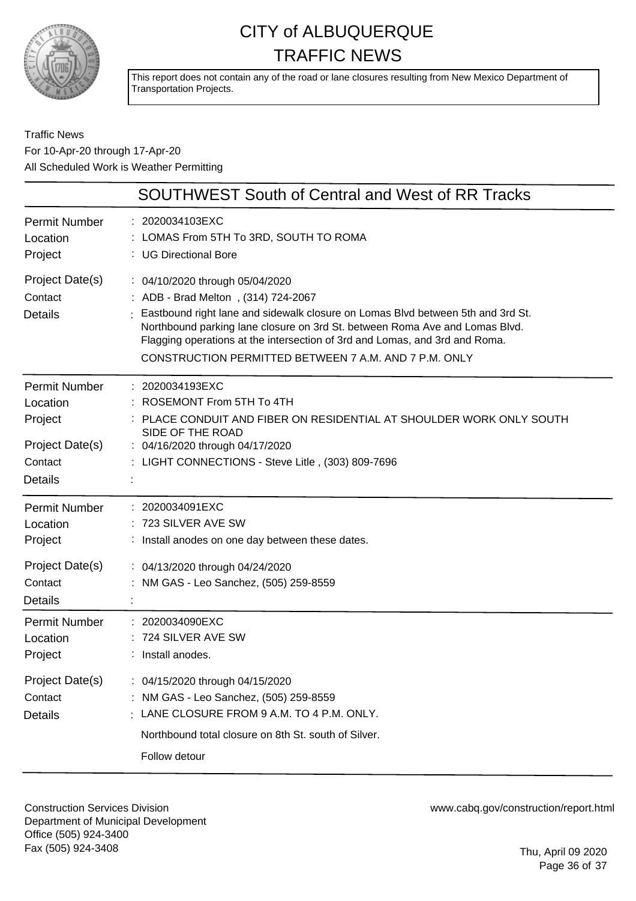# CITY of ALBUQUERQUE TRAFFIC NEWS

This report does not contain any of the road or lane closures resulting from New Mexico Department of Transportation Projects.

Traffic News
For 10-Apr-20 through 17-Apr-20
All Scheduled Work is Weather Permitting

## SOUTHWEST South of Central and West of RR Tracks

| | |
|---|---|
| Permit Number | 2020034103EXC |
| Location | LOMAS From 5TH To 3RD, SOUTH TO ROMA |
| Project | UG Directional Bore |
| Project Date(s) | 04/10/2020 through 05/04/2020 |
| Contact | ADB - Brad Melton , (314) 724-2067 |
| Details | Eastbound right lane and sidewalk closure on Lomas Blvd between 5th and 3rd St. Northbound parking lane closure on 3rd St. between Roma Ave and Lomas Blvd. Flagging operations at the intersection of 3rd and Lomas, and 3rd and Roma. CONSTRUCTION PERMITTED BETWEEN 7 A.M. AND 7 P.M. ONLY |

| | |
|---|---|
| Permit Number | 2020034193EXC |
| Location | ROSEMONT From 5TH To 4TH |
| Project | PLACE CONDUIT AND FIBER ON RESIDENTIAL AT SHOULDER WORK ONLY SOUTH SIDE OF THE ROAD |
| Project Date(s) | 04/16/2020 through 04/17/2020 |
| Contact | LIGHT CONNECTIONS - Steve Litle , (303) 809-7696 |
| Details | |

| | |
|---|---|
| Permit Number | 2020034091EXC |
| Location | 723 SILVER AVE SW |
| Project | Install anodes on one day between these dates. |
| Project Date(s) | 04/13/2020 through 04/24/2020 |
| Contact | NM GAS - Leo Sanchez, (505) 259-8559 |
| Details | |

| | |
|---|---|
| Permit Number | 2020034090EXC |
| Location | 724 SILVER AVE SW |
| Project | Install anodes. |
| Project Date(s) | 04/15/2020 through 04/15/2020 |
| Contact | NM GAS - Leo Sanchez, (505) 259-8559 |
| Details | LANE CLOSURE FROM 9 A.M. TO 4 P.M. ONLY. Northbound total closure on 8th St. south of Silver. Follow detour |

Construction Services Division
Department of Municipal Development
Office (505) 924-3400
Fax (505) 924-3408

www.cabq.gov/construction/report.html

Thu, April 09 2020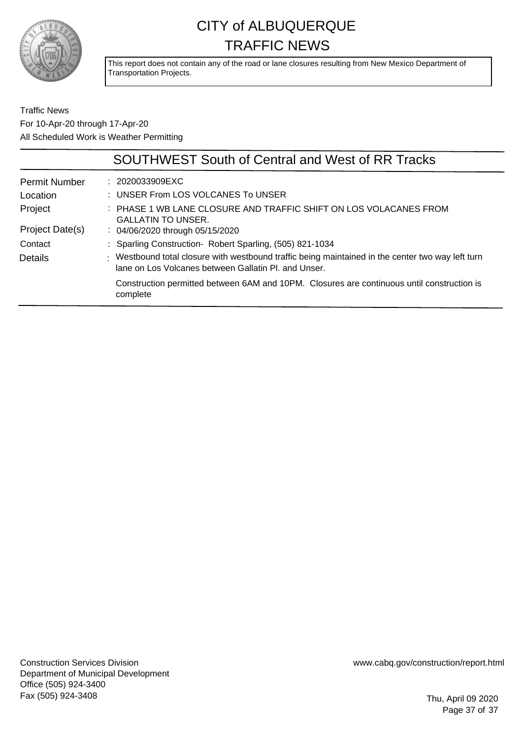# CITY of ALBUQUERQUE
## TRAFFIC NEWS

This report does not contain any of the road or lane closures resulting from New Mexico Department of Transportation Projects.

Traffic News
For 10-Apr-20 through 17-Apr-20
All Scheduled Work is Weather Permitting

## SOUTHWEST South of Central and West of RR Tracks

| | |
|---|---|
| Permit Number | : 2020033909EXC |
| Location | : UNSER From LOS VOLCANES To UNSER |
| Project | : PHASE 1 WB LANE CLOSURE AND TRAFFIC SHIFT ON LOS VOLACANES FROM GALLATIN TO UNSER. |
| Project Date(s) | : 04/06/2020 through 05/15/2020 |
| Contact | : Sparling Construction- Robert Sparling, (505) 821-1034 |
| Details | : Westbound total closure with westbound traffic being maintained in the center two way left turn lane on Los Volcanes between Gallatin Pl. and Unser. |
| | Construction permitted between 6AM and 10PM. Closures are continuous until construction is complete |

Construction Services Division
Department of Municipal Development
Office (505) 924-3400
Fax (505) 924-3408

www.cabq.gov/construction/report.html

Thu, April 09 2020